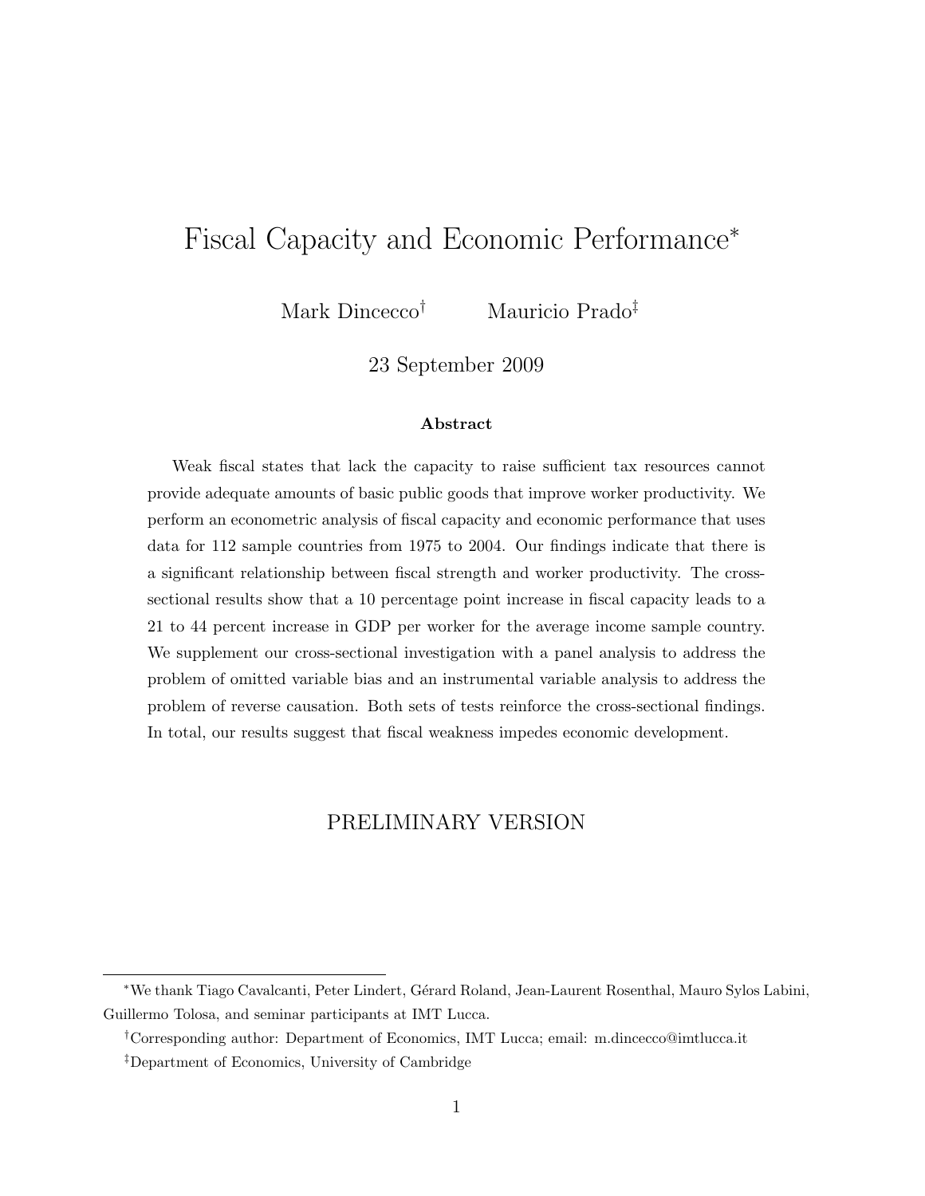# Fiscal Capacity and Economic Performance*

Mark Dincecco[†] Mauricio Prado[‡]

23 September 2009

**Abstract**

Weak fiscal states that lack the capacity to raise sufficient tax resources cannot provide adequate amounts of basic public goods that improve worker productivity. We perform an econometric analysis of fiscal capacity and economic performance that uses data for 112 sample countries from 1975 to 2004. Our findings indicate that there is a significant relationship between fiscal strength and worker productivity. The cross-sectional results show that a 10 percentage point increase in fiscal capacity leads to a 21 to 44 percent increase in GDP per worker for the average income sample country. We supplement our cross-sectional investigation with a panel analysis to address the problem of omitted variable bias and an instrumental variable analysis to address the problem of reverse causation. Both sets of tests reinforce the cross-sectional findings. In total, our results suggest that fiscal weakness impedes economic development.

PRELIMINARY VERSION

---

*We thank Tiago Cavalcanti, Peter Lindert, Gérard Roland, Jean-Laurent Rosenthal, Mauro Sylos Labini, Guillermo Tolosa, and seminar participants at IMT Lucca.

†Corresponding author: Department of Economics, IMT Lucca; email: m.dincecco@imtlucca.it

‡Department of Economics, University of Cambridge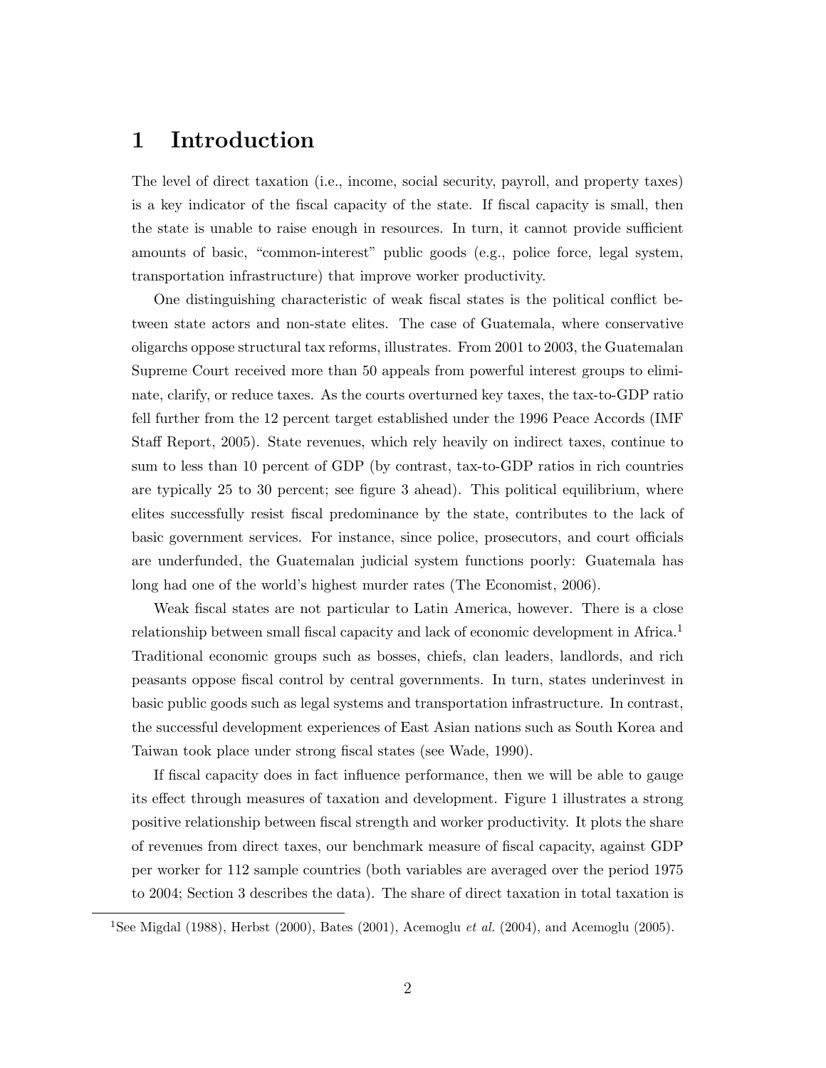# 1 Introduction

The level of direct taxation (i.e., income, social security, payroll, and property taxes) is a key indicator of the fiscal capacity of the state. If fiscal capacity is small, then the state is unable to raise enough in resources. In turn, it cannot provide sufficient amounts of basic, "common-interest" public goods (e.g., police force, legal system, transportation infrastructure) that improve worker productivity.

One distinguishing characteristic of weak fiscal states is the political conflict between state actors and non-state elites. The case of Guatemala, where conservative oligarchs oppose structural tax reforms, illustrates. From 2001 to 2003, the Guatemalan Supreme Court received more than 50 appeals from powerful interest groups to eliminate, clarify, or reduce taxes. As the courts overturned key taxes, the tax-to-GDP ratio fell further from the 12 percent target established under the 1996 Peace Accords (IMF Staff Report, 2005). State revenues, which rely heavily on indirect taxes, continue to sum to less than 10 percent of GDP (by contrast, tax-to-GDP ratios in rich countries are typically 25 to 30 percent; see figure 3 ahead). This political equilibrium, where elites successfully resist fiscal predominance by the state, contributes to the lack of basic government services. For instance, since police, prosecutors, and court officials are underfunded, the Guatemalan judicial system functions poorly: Guatemala has long had one of the world's highest murder rates (The Economist, 2006).

Weak fiscal states are not particular to Latin America, however. There is a close relationship between small fiscal capacity and lack of economic development in Africa.[1] Traditional economic groups such as bosses, chiefs, clan leaders, landlords, and rich peasants oppose fiscal control by central governments. In turn, states underinvest in basic public goods such as legal systems and transportation infrastructure. In contrast, the successful development experiences of East Asian nations such as South Korea and Taiwan took place under strong fiscal states (see Wade, 1990).

If fiscal capacity does in fact influence performance, then we will be able to gauge its effect through measures of taxation and development. Figure 1 illustrates a strong positive relationship between fiscal strength and worker productivity. It plots the share of revenues from direct taxes, our benchmark measure of fiscal capacity, against GDP per worker for 112 sample countries (both variables are averaged over the period 1975 to 2004; Section 3 describes the data). The share of direct taxation in total taxation is

[1] See Migdal (1988), Herbst (2000), Bates (2001), Acemoglu *et al.* (2004), and Acemoglu (2005).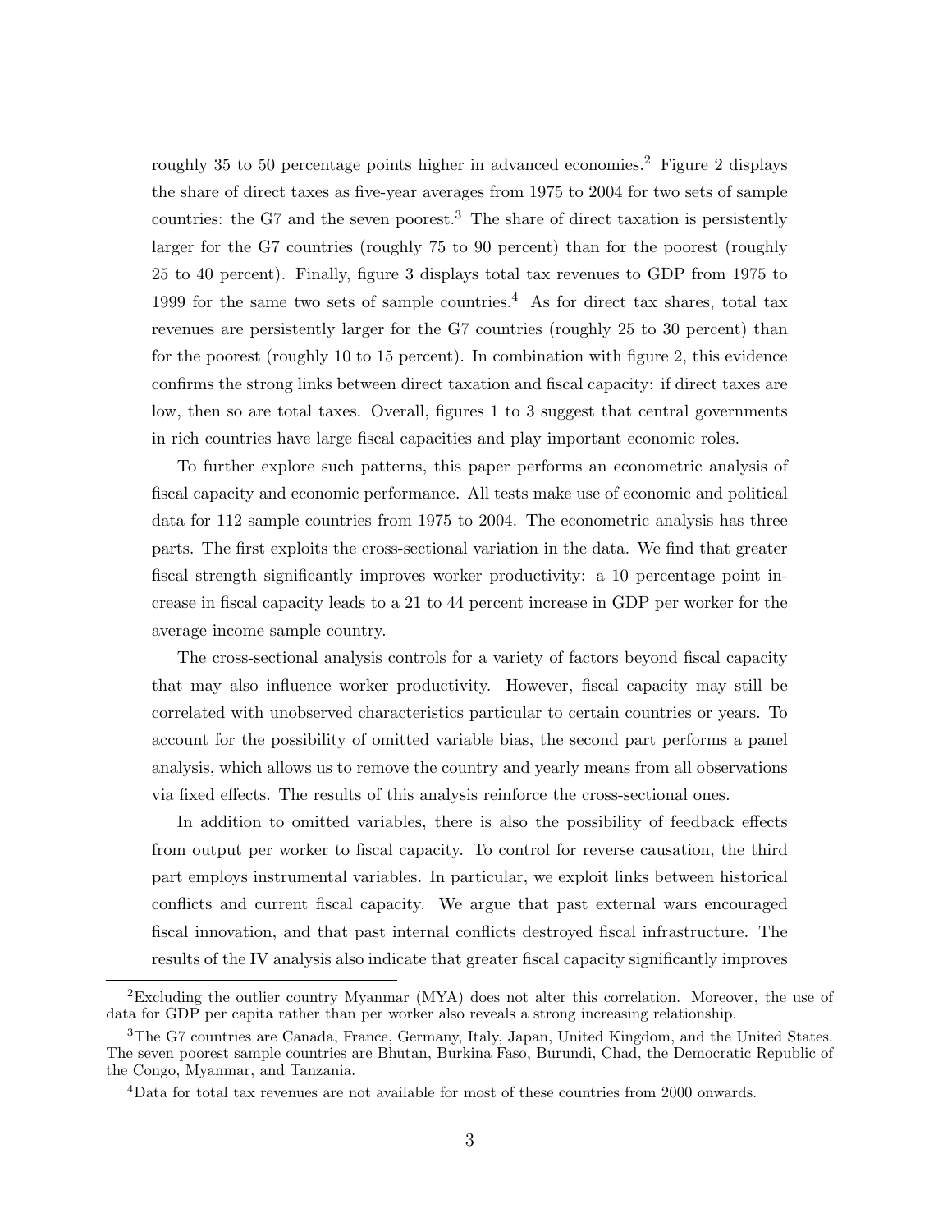roughly 35 to 50 percentage points higher in advanced economies.[2] Figure 2 displays the share of direct taxes as five-year averages from 1975 to 2004 for two sets of sample countries: the G7 and the seven poorest.[3] The share of direct taxation is persistently larger for the G7 countries (roughly 75 to 90 percent) than for the poorest (roughly 25 to 40 percent). Finally, figure 3 displays total tax revenues to GDP from 1975 to 1999 for the same two sets of sample countries.[4] As for direct tax shares, total tax revenues are persistently larger for the G7 countries (roughly 25 to 30 percent) than for the poorest (roughly 10 to 15 percent). In combination with figure 2, this evidence confirms the strong links between direct taxation and fiscal capacity: if direct taxes are low, then so are total taxes. Overall, figures 1 to 3 suggest that central governments in rich countries have large fiscal capacities and play important economic roles.

To further explore such patterns, this paper performs an econometric analysis of fiscal capacity and economic performance. All tests make use of economic and political data for 112 sample countries from 1975 to 2004. The econometric analysis has three parts. The first exploits the cross-sectional variation in the data. We find that greater fiscal strength significantly improves worker productivity: a 10 percentage point increase in fiscal capacity leads to a 21 to 44 percent increase in GDP per worker for the average income sample country.

The cross-sectional analysis controls for a variety of factors beyond fiscal capacity that may also influence worker productivity. However, fiscal capacity may still be correlated with unobserved characteristics particular to certain countries or years. To account for the possibility of omitted variable bias, the second part performs a panel analysis, which allows us to remove the country and yearly means from all observations via fixed effects. The results of this analysis reinforce the cross-sectional ones.

In addition to omitted variables, there is also the possibility of feedback effects from output per worker to fiscal capacity. To control for reverse causation, the third part employs instrumental variables. In particular, we exploit links between historical conflicts and current fiscal capacity. We argue that past external wars encouraged fiscal innovation, and that past internal conflicts destroyed fiscal infrastructure. The results of the IV analysis also indicate that greater fiscal capacity significantly improves

[2] Excluding the outlier country Myanmar (MYA) does not alter this correlation. Moreover, the use of data for GDP per capita rather than per worker also reveals a strong increasing relationship.

[3] The G7 countries are Canada, France, Germany, Italy, Japan, United Kingdom, and the United States. The seven poorest sample countries are Bhutan, Burkina Faso, Burundi, Chad, the Democratic Republic of the Congo, Myanmar, and Tanzania.

[4] Data for total tax revenues are not available for most of these countries from 2000 onwards.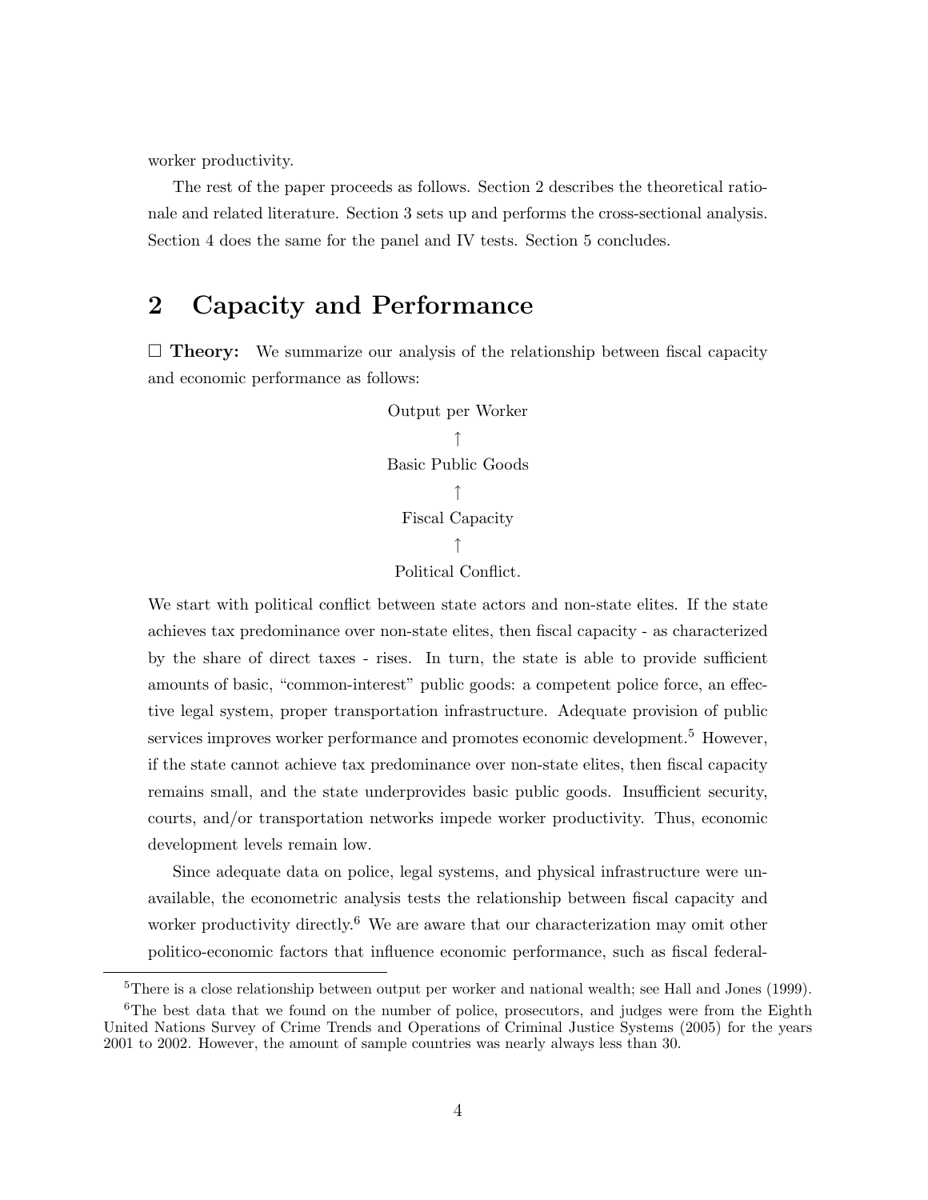worker productivity.

The rest of the paper proceeds as follows. Section 2 describes the theoretical rationale and related literature. Section 3 sets up and performs the cross-sectional analysis. Section 4 does the same for the panel and IV tests. Section 5 concludes.

## 2 Capacity and Performance

□ **Theory:** We summarize our analysis of the relationship between fiscal capacity and economic performance as follows:

Output per Worker
↑
Basic Public Goods
↑
Fiscal Capacity
↑
Political Conflict.

We start with political conflict between state actors and non-state elites. If the state achieves tax predominance over non-state elites, then fiscal capacity - as characterized by the share of direct taxes - rises. In turn, the state is able to provide sufficient amounts of basic, "common-interest" public goods: a competent police force, an effective legal system, proper transportation infrastructure. Adequate provision of public services improves worker performance and promotes economic development.[5] However, if the state cannot achieve tax predominance over non-state elites, then fiscal capacity remains small, and the state underprovides basic public goods. Insufficient security, courts, and/or transportation networks impede worker productivity. Thus, economic development levels remain low.

Since adequate data on police, legal systems, and physical infrastructure were unavailable, the econometric analysis tests the relationship between fiscal capacity and worker productivity directly.[6] We are aware that our characterization may omit other politico-economic factors that influence economic performance, such as fiscal federal-

[5] There is a close relationship between output per worker and national wealth; see Hall and Jones (1999).

[6] The best data that we found on the number of police, prosecutors, and judges were from the Eighth United Nations Survey of Crime Trends and Operations of Criminal Justice Systems (2005) for the years 2001 to 2002. However, the amount of sample countries was nearly always less than 30.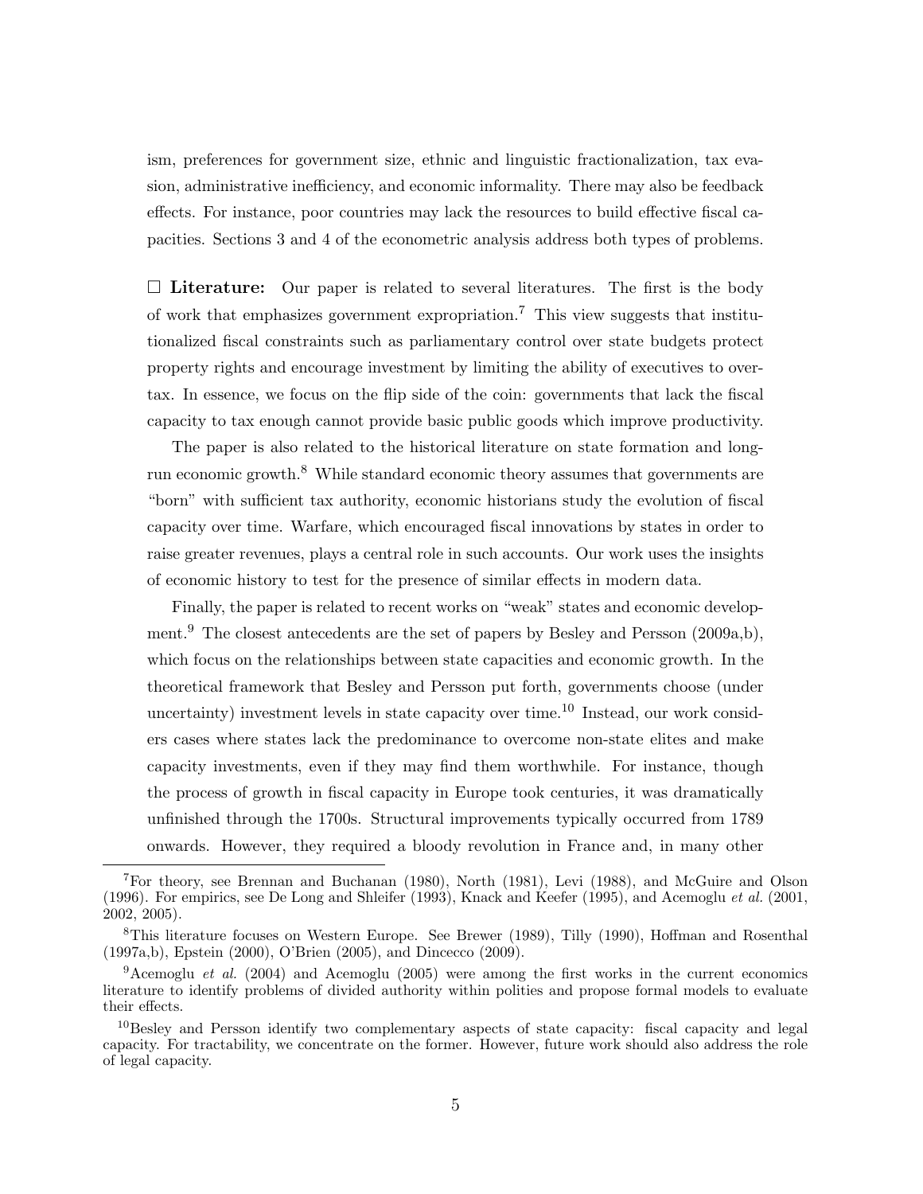ism, preferences for government size, ethnic and linguistic fractionalization, tax evasion, administrative inefficiency, and economic informality. There may also be feedback effects. For instance, poor countries may lack the resources to build effective fiscal capacities. Sections 3 and 4 of the econometric analysis address both types of problems.

□ **Literature:** Our paper is related to several literatures. The first is the body of work that emphasizes government expropriation.[7] This view suggests that institutionalized fiscal constraints such as parliamentary control over state budgets protect property rights and encourage investment by limiting the ability of executives to overtax. In essence, we focus on the flip side of the coin: governments that lack the fiscal capacity to tax enough cannot provide basic public goods which improve productivity.

The paper is also related to the historical literature on state formation and long-run economic growth.[8] While standard economic theory assumes that governments are "born" with sufficient tax authority, economic historians study the evolution of fiscal capacity over time. Warfare, which encouraged fiscal innovations by states in order to raise greater revenues, plays a central role in such accounts. Our work uses the insights of economic history to test for the presence of similar effects in modern data.

Finally, the paper is related to recent works on "weak" states and economic development.[9] The closest antecedents are the set of papers by Besley and Persson (2009a,b), which focus on the relationships between state capacities and economic growth. In the theoretical framework that Besley and Persson put forth, governments choose (under uncertainty) investment levels in state capacity over time.[10] Instead, our work considers cases where states lack the predominance to overcome non-state elites and make capacity investments, even if they may find them worthwhile. For instance, though the process of growth in fiscal capacity in Europe took centuries, it was dramatically unfinished through the 1700s. Structural improvements typically occurred from 1789 onwards. However, they required a bloody revolution in France and, in many other

[7]For theory, see Brennan and Buchanan (1980), North (1981), Levi (1988), and McGuire and Olson (1996). For empirics, see De Long and Shleifer (1993), Knack and Keefer (1995), and Acemoglu *et al.* (2001, 2002, 2005).

[8]This literature focuses on Western Europe. See Brewer (1989), Tilly (1990), Hoffman and Rosenthal (1997a,b), Epstein (2000), O'Brien (2005), and Dincecco (2009).

[9]Acemoglu *et al.* (2004) and Acemoglu (2005) were among the first works in the current economics literature to identify problems of divided authority within polities and propose formal models to evaluate their effects.

[10]Besley and Persson identify two complementary aspects of state capacity: fiscal capacity and legal capacity. For tractability, we concentrate on the former. However, future work should also address the role of legal capacity.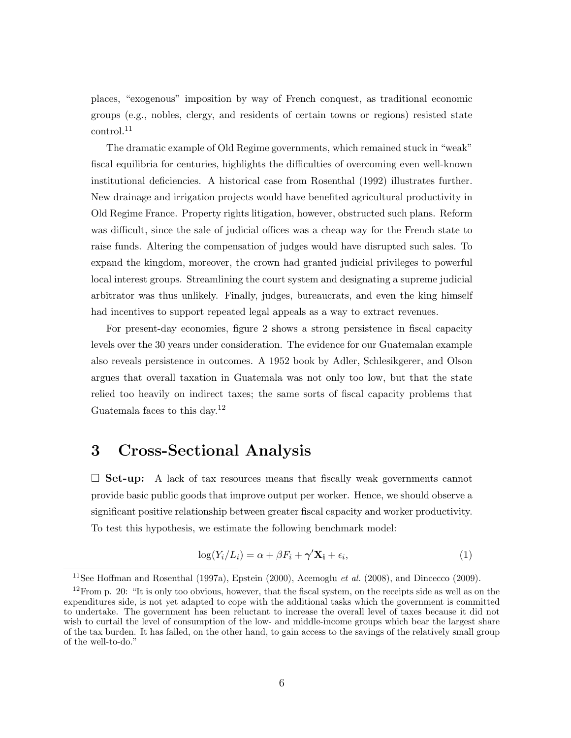places, "exogenous" imposition by way of French conquest, as traditional economic groups (e.g., nobles, clergy, and residents of certain towns or regions) resisted state control.[11]

The dramatic example of Old Regime governments, which remained stuck in "weak" fiscal equilibria for centuries, highlights the difficulties of overcoming even well-known institutional deficiencies. A historical case from Rosenthal (1992) illustrates further. New drainage and irrigation projects would have benefited agricultural productivity in Old Regime France. Property rights litigation, however, obstructed such plans. Reform was difficult, since the sale of judicial offices was a cheap way for the French state to raise funds. Altering the compensation of judges would have disrupted such sales. To expand the kingdom, moreover, the crown had granted judicial privileges to powerful local interest groups. Streamlining the court system and designating a supreme judicial arbitrator was thus unlikely. Finally, judges, bureaucrats, and even the king himself had incentives to support repeated legal appeals as a way to extract revenues.

For present-day economies, figure 2 shows a strong persistence in fiscal capacity levels over the 30 years under consideration. The evidence for our Guatemalan example also reveals persistence in outcomes. A 1952 book by Adler, Schlesikgerer, and Olson argues that overall taxation in Guatemala was not only too low, but that the state relied too heavily on indirect taxes; the same sorts of fiscal capacity problems that Guatemala faces to this day.[12]

## 3 Cross-Sectional Analysis

□ **Set-up:** A lack of tax resources means that fiscally weak governments cannot provide basic public goods that improve output per worker. Hence, we should observe a significant positive relationship between greater fiscal capacity and worker productivity. To test this hypothesis, we estimate the following benchmark model:

$$\log(Y_i/L_i) = \alpha + \beta F_i + \boldsymbol{\gamma}'\mathbf{X_i} + \epsilon_i, \tag{1}$$

[11] See Hoffman and Rosenthal (1997a), Epstein (2000), Acemoglu *et al.* (2008), and Dincecco (2009).

[12] From p. 20: "It is only too obvious, however, that the fiscal system, on the receipts side as well as on the expenditures side, is not yet adapted to cope with the additional tasks which the government is committed to undertake. The government has been reluctant to increase the overall level of taxes because it did not wish to curtail the level of consumption of the low- and middle-income groups which bear the largest share of the tax burden. It has failed, on the other hand, to gain access to the savings of the relatively small group of the well-to-do."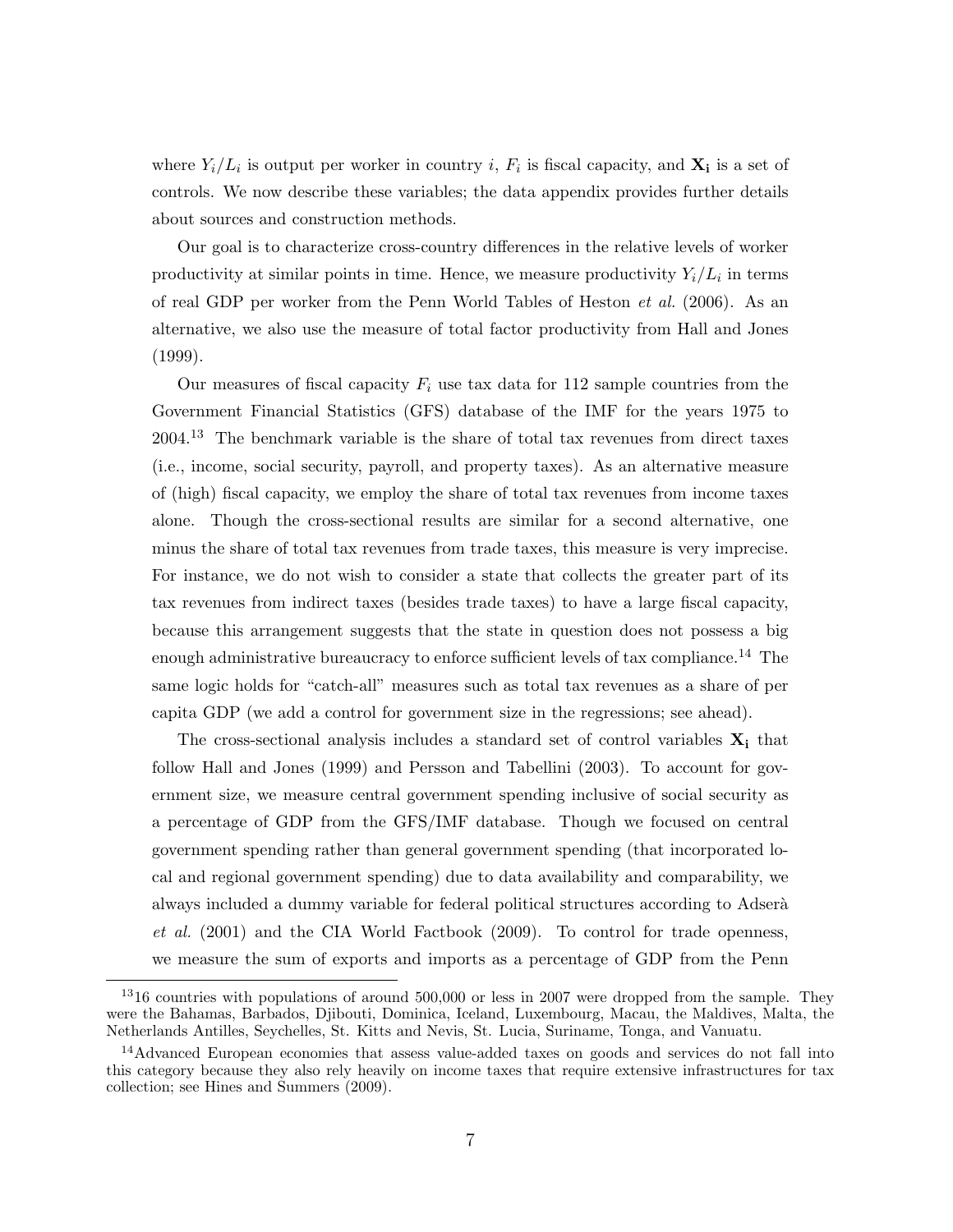where $Y_i/L_i$ is output per worker in country $i$, $F_i$ is fiscal capacity, and $\mathbf{X_i}$ is a set of controls. We now describe these variables; the data appendix provides further details about sources and construction methods.

Our goal is to characterize cross-country differences in the relative levels of worker productivity at similar points in time. Hence, we measure productivity $Y_i/L_i$ in terms of real GDP per worker from the Penn World Tables of Heston *et al.* (2006). As an alternative, we also use the measure of total factor productivity from Hall and Jones (1999).

Our measures of fiscal capacity $F_i$ use tax data for 112 sample countries from the Government Financial Statistics (GFS) database of the IMF for the years 1975 to 2004.[13] The benchmark variable is the share of total tax revenues from direct taxes (i.e., income, social security, payroll, and property taxes). As an alternative measure of (high) fiscal capacity, we employ the share of total tax revenues from income taxes alone. Though the cross-sectional results are similar for a second alternative, one minus the share of total tax revenues from trade taxes, this measure is very imprecise. For instance, we do not wish to consider a state that collects the greater part of its tax revenues from indirect taxes (besides trade taxes) to have a large fiscal capacity, because this arrangement suggests that the state in question does not possess a big enough administrative bureaucracy to enforce sufficient levels of tax compliance.[14] The same logic holds for "catch-all" measures such as total tax revenues as a share of per capita GDP (we add a control for government size in the regressions; see ahead).

The cross-sectional analysis includes a standard set of control variables $\mathbf{X_i}$ that follow Hall and Jones (1999) and Persson and Tabellini (2003). To account for government size, we measure central government spending inclusive of social security as a percentage of GDP from the GFS/IMF database. Though we focused on central government spending rather than general government spending (that incorporated local and regional government spending) due to data availability and comparability, we always included a dummy variable for federal political structures according to Adserà *et al.* (2001) and the CIA World Factbook (2009). To control for trade openness, we measure the sum of exports and imports as a percentage of GDP from the Penn

[13] 16 countries with populations of around 500,000 or less in 2007 were dropped from the sample. They were the Bahamas, Barbados, Djibouti, Dominica, Iceland, Luxembourg, Macau, the Maldives, Malta, the Netherlands Antilles, Seychelles, St. Kitts and Nevis, St. Lucia, Suriname, Tonga, and Vanuatu.

[14] Advanced European economies that assess value-added taxes on goods and services do not fall into this category because they also rely heavily on income taxes that require extensive infrastructures for tax collection; see Hines and Summers (2009).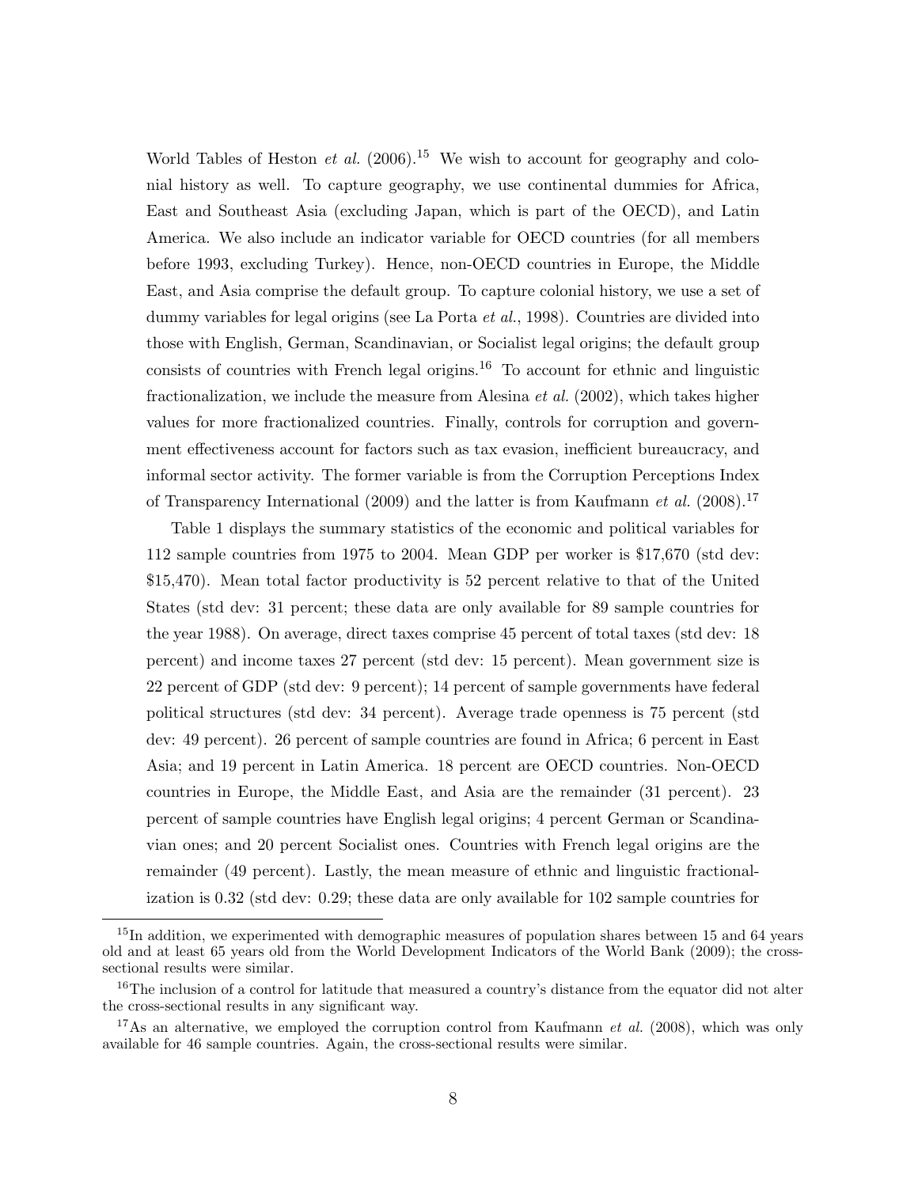World Tables of Heston *et al.* (2006).[15] We wish to account for geography and colonial history as well. To capture geography, we use continental dummies for Africa, East and Southeast Asia (excluding Japan, which is part of the OECD), and Latin America. We also include an indicator variable for OECD countries (for all members before 1993, excluding Turkey). Hence, non-OECD countries in Europe, the Middle East, and Asia comprise the default group. To capture colonial history, we use a set of dummy variables for legal origins (see La Porta *et al.*, 1998). Countries are divided into those with English, German, Scandinavian, or Socialist legal origins; the default group consists of countries with French legal origins.[16] To account for ethnic and linguistic fractionalization, we include the measure from Alesina *et al.* (2002), which takes higher values for more fractionalized countries. Finally, controls for corruption and government effectiveness account for factors such as tax evasion, inefficient bureaucracy, and informal sector activity. The former variable is from the Corruption Perceptions Index of Transparency International (2009) and the latter is from Kaufmann *et al.* (2008).[17]

Table 1 displays the summary statistics of the economic and political variables for 112 sample countries from 1975 to 2004. Mean GDP per worker is $17,670 (std dev: $15,470). Mean total factor productivity is 52 percent relative to that of the United States (std dev: 31 percent; these data are only available for 89 sample countries for the year 1988). On average, direct taxes comprise 45 percent of total taxes (std dev: 18 percent) and income taxes 27 percent (std dev: 15 percent). Mean government size is 22 percent of GDP (std dev: 9 percent); 14 percent of sample governments have federal political structures (std dev: 34 percent). Average trade openness is 75 percent (std dev: 49 percent). 26 percent of sample countries are found in Africa; 6 percent in East Asia; and 19 percent in Latin America. 18 percent are OECD countries. Non-OECD countries in Europe, the Middle East, and Asia are the remainder (31 percent). 23 percent of sample countries have English legal origins; 4 percent German or Scandinavian ones; and 20 percent Socialist ones. Countries with French legal origins are the remainder (49 percent). Lastly, the mean measure of ethnic and linguistic fractionalization is 0.32 (std dev: 0.29; these data are only available for 102 sample countries for

---

[15] In addition, we experimented with demographic measures of population shares between 15 and 64 years old and at least 65 years old from the World Development Indicators of the World Bank (2009); the cross-sectional results were similar.

[16] The inclusion of a control for latitude that measured a country's distance from the equator did not alter the cross-sectional results in any significant way.

[17] As an alternative, we employed the corruption control from Kaufmann *et al.* (2008), which was only available for 46 sample countries. Again, the cross-sectional results were similar.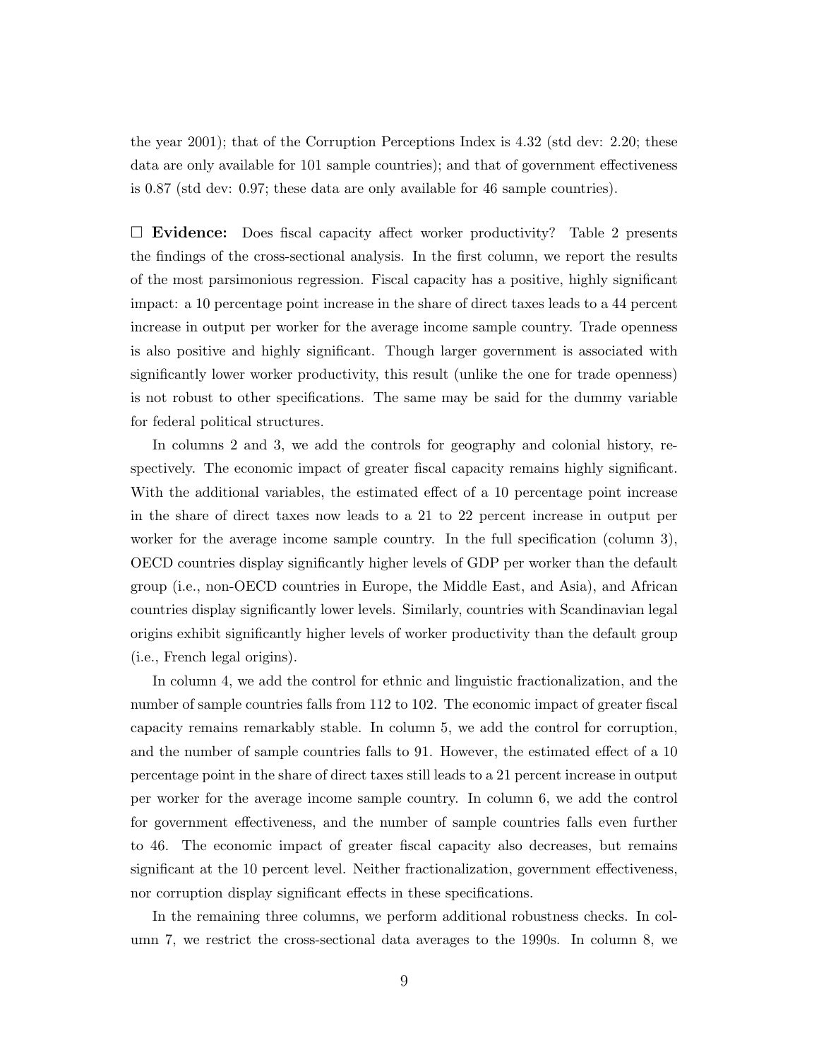the year 2001); that of the Corruption Perceptions Index is 4.32 (std dev: 2.20; these data are only available for 101 sample countries); and that of government effectiveness is 0.87 (std dev: 0.97; these data are only available for 46 sample countries).

☐ **Evidence:** Does fiscal capacity affect worker productivity? Table 2 presents the findings of the cross-sectional analysis. In the first column, we report the results of the most parsimonious regression. Fiscal capacity has a positive, highly significant impact: a 10 percentage point increase in the share of direct taxes leads to a 44 percent increase in output per worker for the average income sample country. Trade openness is also positive and highly significant. Though larger government is associated with significantly lower worker productivity, this result (unlike the one for trade openness) is not robust to other specifications. The same may be said for the dummy variable for federal political structures.

In columns 2 and 3, we add the controls for geography and colonial history, respectively. The economic impact of greater fiscal capacity remains highly significant. With the additional variables, the estimated effect of a 10 percentage point increase in the share of direct taxes now leads to a 21 to 22 percent increase in output per worker for the average income sample country. In the full specification (column 3), OECD countries display significantly higher levels of GDP per worker than the default group (i.e., non-OECD countries in Europe, the Middle East, and Asia), and African countries display significantly lower levels. Similarly, countries with Scandinavian legal origins exhibit significantly higher levels of worker productivity than the default group (i.e., French legal origins).

In column 4, we add the control for ethnic and linguistic fractionalization, and the number of sample countries falls from 112 to 102. The economic impact of greater fiscal capacity remains remarkably stable. In column 5, we add the control for corruption, and the number of sample countries falls to 91. However, the estimated effect of a 10 percentage point in the share of direct taxes still leads to a 21 percent increase in output per worker for the average income sample country. In column 6, we add the control for government effectiveness, and the number of sample countries falls even further to 46. The economic impact of greater fiscal capacity also decreases, but remains significant at the 10 percent level. Neither fractionalization, government effectiveness, nor corruption display significant effects in these specifications.

In the remaining three columns, we perform additional robustness checks. In column 7, we restrict the cross-sectional data averages to the 1990s. In column 8, we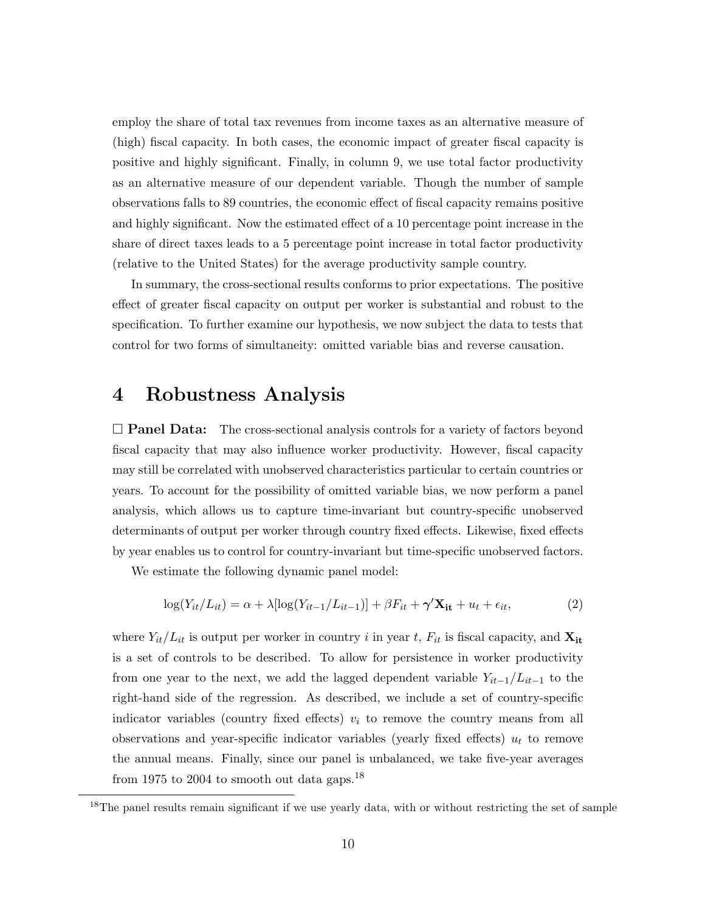employ the share of total tax revenues from income taxes as an alternative measure of (high) fiscal capacity. In both cases, the economic impact of greater fiscal capacity is positive and highly significant. Finally, in column 9, we use total factor productivity as an alternative measure of our dependent variable. Though the number of sample observations falls to 89 countries, the economic effect of fiscal capacity remains positive and highly significant. Now the estimated effect of a 10 percentage point increase in the share of direct taxes leads to a 5 percentage point increase in total factor productivity (relative to the United States) for the average productivity sample country.

In summary, the cross-sectional results conforms to prior expectations. The positive effect of greater fiscal capacity on output per worker is substantial and robust to the specification. To further examine our hypothesis, we now subject the data to tests that control for two forms of simultaneity: omitted variable bias and reverse causation.

# 4 Robustness Analysis

□ **Panel Data:** The cross-sectional analysis controls for a variety of factors beyond fiscal capacity that may also influence worker productivity. However, fiscal capacity may still be correlated with unobserved characteristics particular to certain countries or years. To account for the possibility of omitted variable bias, we now perform a panel analysis, which allows us to capture time-invariant but country-specific unobserved determinants of output per worker through country fixed effects. Likewise, fixed effects by year enables us to control for country-invariant but time-specific unobserved factors.

We estimate the following dynamic panel model:

$$\log(Y_{it}/L_{it}) = \alpha + \lambda[\log(Y_{it-1}/L_{it-1})] + \beta F_{it} + \boldsymbol{\gamma}'\mathbf{X_{it}} + u_t + \epsilon_{it}, \tag{2}$$

where $Y_{it}/L_{it}$ is output per worker in country $i$ in year $t$, $F_{it}$ is fiscal capacity, and $\mathbf{X_{it}}$ is a set of controls to be described. To allow for persistence in worker productivity from one year to the next, we add the lagged dependent variable $Y_{it-1}/L_{it-1}$ to the right-hand side of the regression. As described, we include a set of country-specific indicator variables (country fixed effects) $v_i$ to remove the country means from all observations and year-specific indicator variables (yearly fixed effects) $u_t$ to remove the annual means. Finally, since our panel is unbalanced, we take five-year averages from 1975 to 2004 to smooth out data gaps.[18]

[18] The panel results remain significant if we use yearly data, with or without restricting the set of sample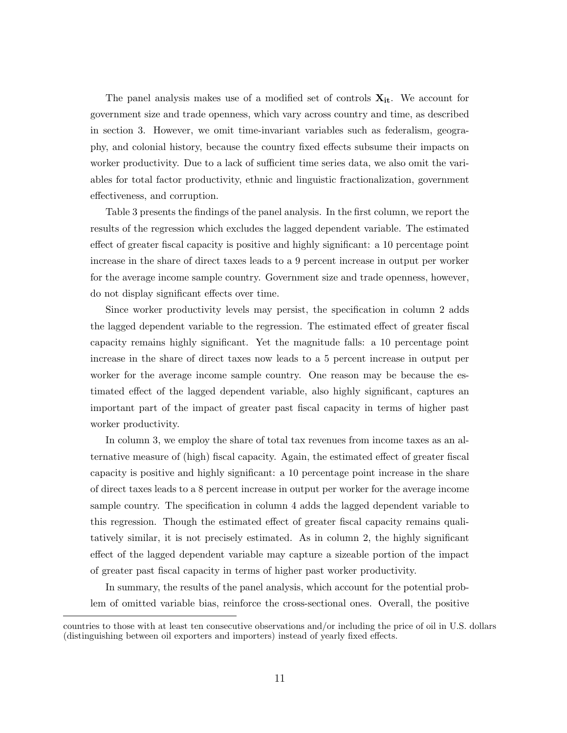The panel analysis makes use of a modified set of controls $\mathbf{X_{it}}$. We account for government size and trade openness, which vary across country and time, as described in section 3. However, we omit time-invariant variables such as federalism, geography, and colonial history, because the country fixed effects subsume their impacts on worker productivity. Due to a lack of sufficient time series data, we also omit the variables for total factor productivity, ethnic and linguistic fractionalization, government effectiveness, and corruption.

Table 3 presents the findings of the panel analysis. In the first column, we report the results of the regression which excludes the lagged dependent variable. The estimated effect of greater fiscal capacity is positive and highly significant: a 10 percentage point increase in the share of direct taxes leads to a 9 percent increase in output per worker for the average income sample country. Government size and trade openness, however, do not display significant effects over time.

Since worker productivity levels may persist, the specification in column 2 adds the lagged dependent variable to the regression. The estimated effect of greater fiscal capacity remains highly significant. Yet the magnitude falls: a 10 percentage point increase in the share of direct taxes now leads to a 5 percent increase in output per worker for the average income sample country. One reason may be because the estimated effect of the lagged dependent variable, also highly significant, captures an important part of the impact of greater past fiscal capacity in terms of higher past worker productivity.

In column 3, we employ the share of total tax revenues from income taxes as an alternative measure of (high) fiscal capacity. Again, the estimated effect of greater fiscal capacity is positive and highly significant: a 10 percentage point increase in the share of direct taxes leads to a 8 percent increase in output per worker for the average income sample country. The specification in column 4 adds the lagged dependent variable to this regression. Though the estimated effect of greater fiscal capacity remains qualitatively similar, it is not precisely estimated. As in column 2, the highly significant effect of the lagged dependent variable may capture a sizeable portion of the impact of greater past fiscal capacity in terms of higher past worker productivity.

In summary, the results of the panel analysis, which account for the potential problem of omitted variable bias, reinforce the cross-sectional ones. Overall, the positive

countries to those with at least ten consecutive observations and/or including the price of oil in U.S. dollars (distinguishing between oil exporters and importers) instead of yearly fixed effects.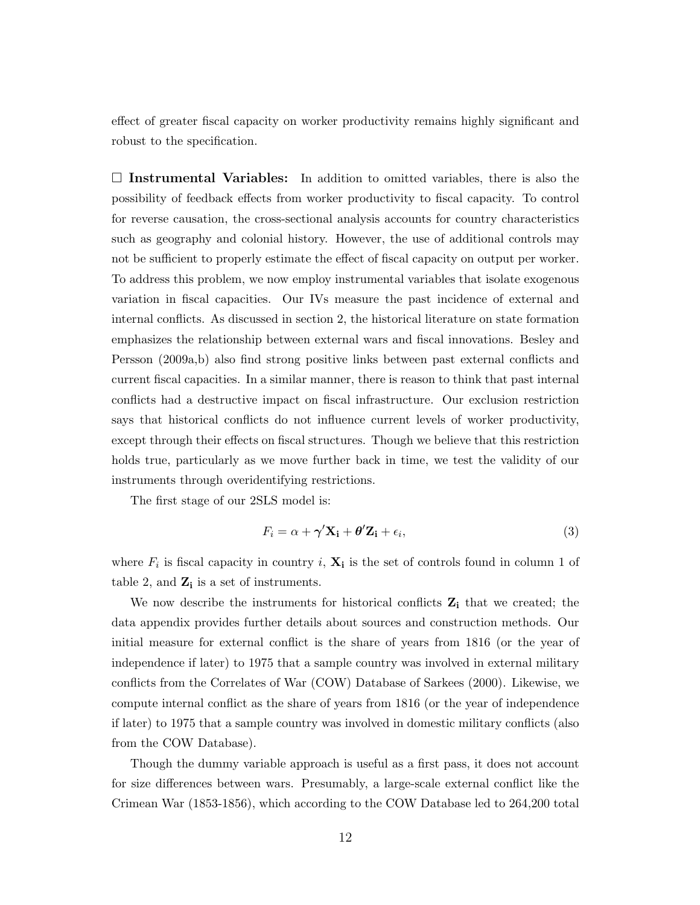effect of greater fiscal capacity on worker productivity remains highly significant and robust to the specification.

☐ **Instrumental Variables:** In addition to omitted variables, there is also the possibility of feedback effects from worker productivity to fiscal capacity. To control for reverse causation, the cross-sectional analysis accounts for country characteristics such as geography and colonial history. However, the use of additional controls may not be sufficient to properly estimate the effect of fiscal capacity on output per worker. To address this problem, we now employ instrumental variables that isolate exogenous variation in fiscal capacities. Our IVs measure the past incidence of external and internal conflicts. As discussed in section 2, the historical literature on state formation emphasizes the relationship between external wars and fiscal innovations. Besley and Persson (2009a,b) also find strong positive links between past external conflicts and current fiscal capacities. In a similar manner, there is reason to think that past internal conflicts had a destructive impact on fiscal infrastructure. Our exclusion restriction says that historical conflicts do not influence current levels of worker productivity, except through their effects on fiscal structures. Though we believe that this restriction holds true, particularly as we move further back in time, we test the validity of our instruments through overidentifying restrictions.

The first stage of our 2SLS model is:

$$F_i = \alpha + \boldsymbol{\gamma}'\mathbf{X_i} + \boldsymbol{\theta}'\mathbf{Z_i} + \epsilon_i, \tag{3}$$

where $F_i$ is fiscal capacity in country $i$, $\mathbf{X_i}$ is the set of controls found in column 1 of table 2, and $\mathbf{Z_i}$ is a set of instruments.

We now describe the instruments for historical conflicts $\mathbf{Z_i}$ that we created; the data appendix provides further details about sources and construction methods. Our initial measure for external conflict is the share of years from 1816 (or the year of independence if later) to 1975 that a sample country was involved in external military conflicts from the Correlates of War (COW) Database of Sarkees (2000). Likewise, we compute internal conflict as the share of years from 1816 (or the year of independence if later) to 1975 that a sample country was involved in domestic military conflicts (also from the COW Database).

Though the dummy variable approach is useful as a first pass, it does not account for size differences between wars. Presumably, a large-scale external conflict like the Crimean War (1853-1856), which according to the COW Database led to 264,200 total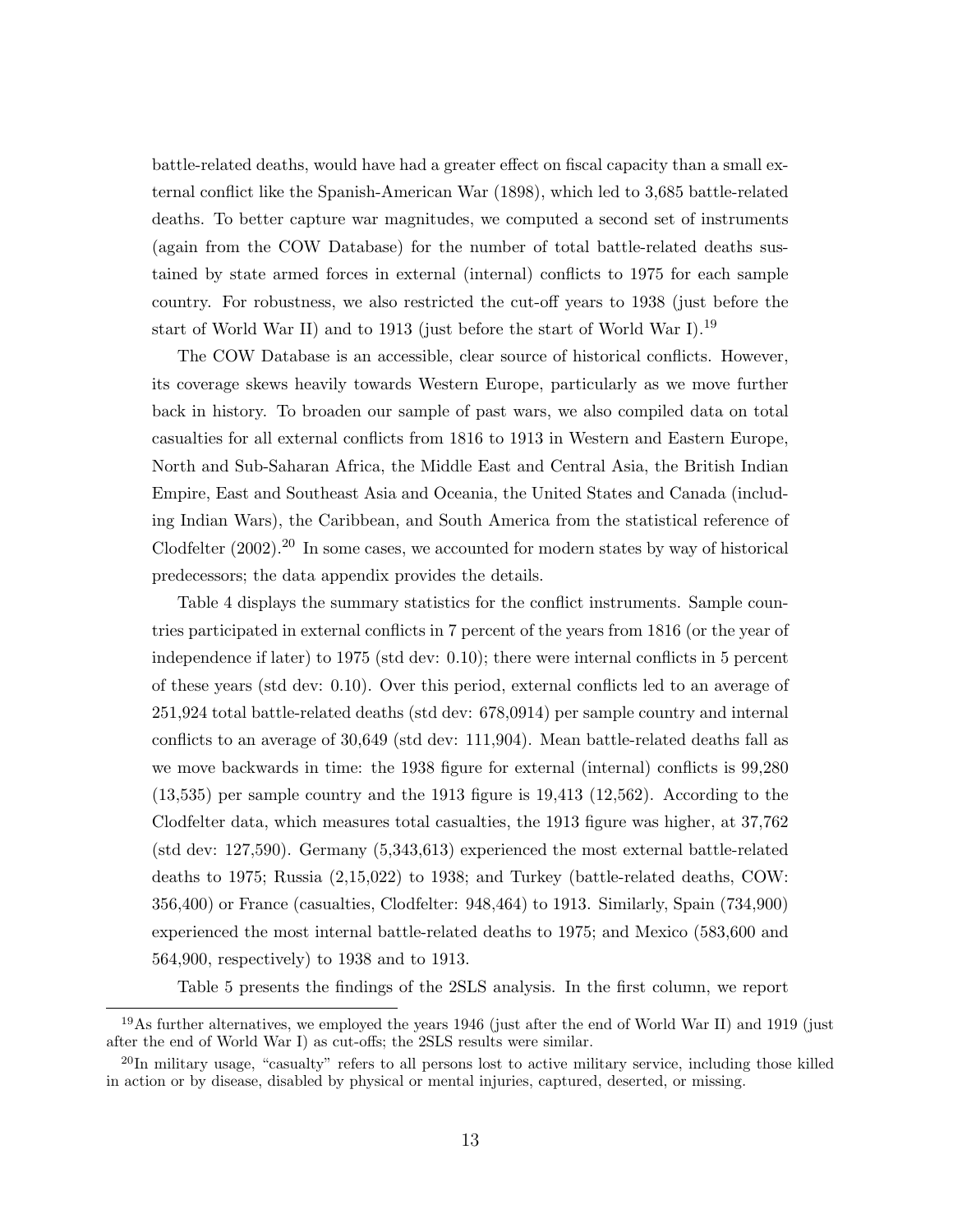battle-related deaths, would have had a greater effect on fiscal capacity than a small external conflict like the Spanish-American War (1898), which led to 3,685 battle-related deaths. To better capture war magnitudes, we computed a second set of instruments (again from the COW Database) for the number of total battle-related deaths sustained by state armed forces in external (internal) conflicts to 1975 for each sample country. For robustness, we also restricted the cut-off years to 1938 (just before the start of World War II) and to 1913 (just before the start of World War I).[19]

The COW Database is an accessible, clear source of historical conflicts. However, its coverage skews heavily towards Western Europe, particularly as we move further back in history. To broaden our sample of past wars, we also compiled data on total casualties for all external conflicts from 1816 to 1913 in Western and Eastern Europe, North and Sub-Saharan Africa, the Middle East and Central Asia, the British Indian Empire, East and Southeast Asia and Oceania, the United States and Canada (including Indian Wars), the Caribbean, and South America from the statistical reference of Clodfelter (2002).[20] In some cases, we accounted for modern states by way of historical predecessors; the data appendix provides the details.

Table 4 displays the summary statistics for the conflict instruments. Sample countries participated in external conflicts in 7 percent of the years from 1816 (or the year of independence if later) to 1975 (std dev: 0.10); there were internal conflicts in 5 percent of these years (std dev: 0.10). Over this period, external conflicts led to an average of 251,924 total battle-related deaths (std dev: 678,0914) per sample country and internal conflicts to an average of 30,649 (std dev: 111,904). Mean battle-related deaths fall as we move backwards in time: the 1938 figure for external (internal) conflicts is 99,280 (13,535) per sample country and the 1913 figure is 19,413 (12,562). According to the Clodfelter data, which measures total casualties, the 1913 figure was higher, at 37,762 (std dev: 127,590). Germany (5,343,613) experienced the most external battle-related deaths to 1975; Russia (2,15,022) to 1938; and Turkey (battle-related deaths, COW: 356,400) or France (casualties, Clodfelter: 948,464) to 1913. Similarly, Spain (734,900) experienced the most internal battle-related deaths to 1975; and Mexico (583,600 and 564,900, respectively) to 1938 and to 1913.

Table 5 presents the findings of the 2SLS analysis. In the first column, we report

[19]As further alternatives, we employed the years 1946 (just after the end of World War II) and 1919 (just after the end of World War I) as cut-offs; the 2SLS results were similar.

[20]In military usage, "casualty" refers to all persons lost to active military service, including those killed in action or by disease, disabled by physical or mental injuries, captured, deserted, or missing.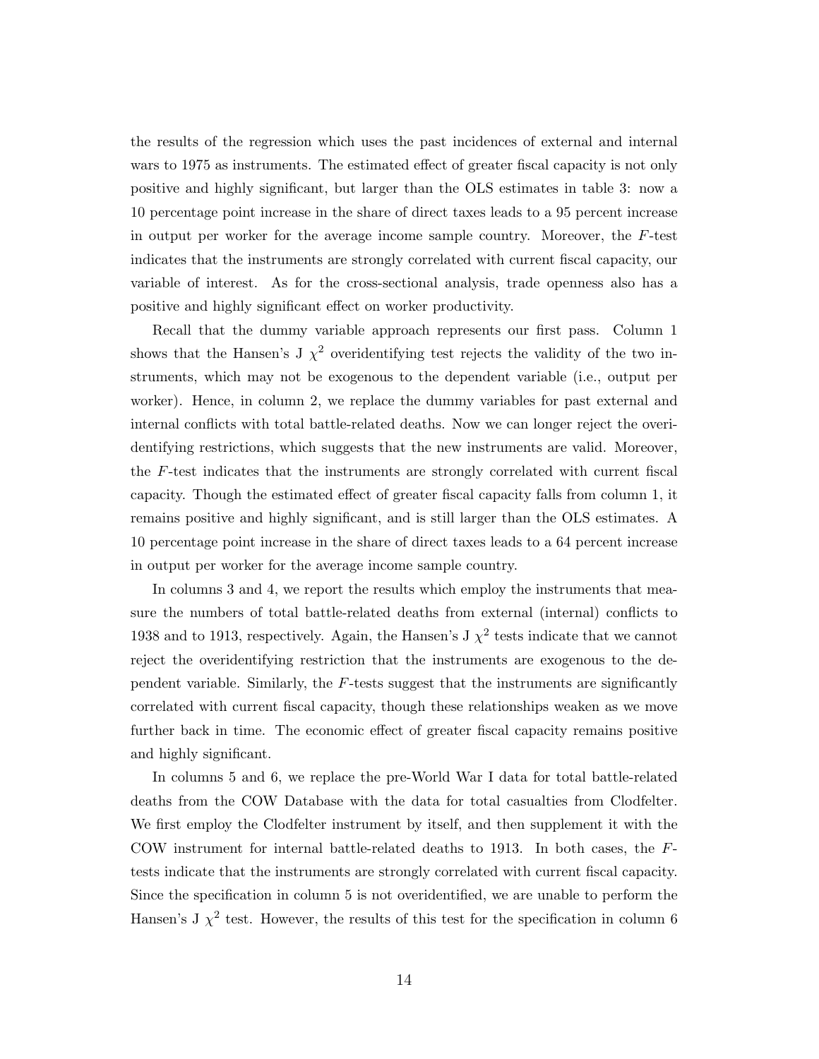the results of the regression which uses the past incidences of external and internal wars to 1975 as instruments. The estimated effect of greater fiscal capacity is not only positive and highly significant, but larger than the OLS estimates in table 3: now a 10 percentage point increase in the share of direct taxes leads to a 95 percent increase in output per worker for the average income sample country. Moreover, the $F$-test indicates that the instruments are strongly correlated with current fiscal capacity, our variable of interest. As for the cross-sectional analysis, trade openness also has a positive and highly significant effect on worker productivity.

Recall that the dummy variable approach represents our first pass. Column 1 shows that the Hansen's J $\chi^2$ overidentifying test rejects the validity of the two instruments, which may not be exogenous to the dependent variable (i.e., output per worker). Hence, in column 2, we replace the dummy variables for past external and internal conflicts with total battle-related deaths. Now we can longer reject the overidentifying restrictions, which suggests that the new instruments are valid. Moreover, the $F$-test indicates that the instruments are strongly correlated with current fiscal capacity. Though the estimated effect of greater fiscal capacity falls from column 1, it remains positive and highly significant, and is still larger than the OLS estimates. A 10 percentage point increase in the share of direct taxes leads to a 64 percent increase in output per worker for the average income sample country.

In columns 3 and 4, we report the results which employ the instruments that measure the numbers of total battle-related deaths from external (internal) conflicts to 1938 and to 1913, respectively. Again, the Hansen's J $\chi^2$ tests indicate that we cannot reject the overidentifying restriction that the instruments are exogenous to the dependent variable. Similarly, the $F$-tests suggest that the instruments are significantly correlated with current fiscal capacity, though these relationships weaken as we move further back in time. The economic effect of greater fiscal capacity remains positive and highly significant.

In columns 5 and 6, we replace the pre-World War I data for total battle-related deaths from the COW Database with the data for total casualties from Clodfelter. We first employ the Clodfelter instrument by itself, and then supplement it with the COW instrument for internal battle-related deaths to 1913. In both cases, the $F$-tests indicate that the instruments are strongly correlated with current fiscal capacity. Since the specification in column 5 is not overidentified, we are unable to perform the Hansen's J $\chi^2$ test. However, the results of this test for the specification in column 6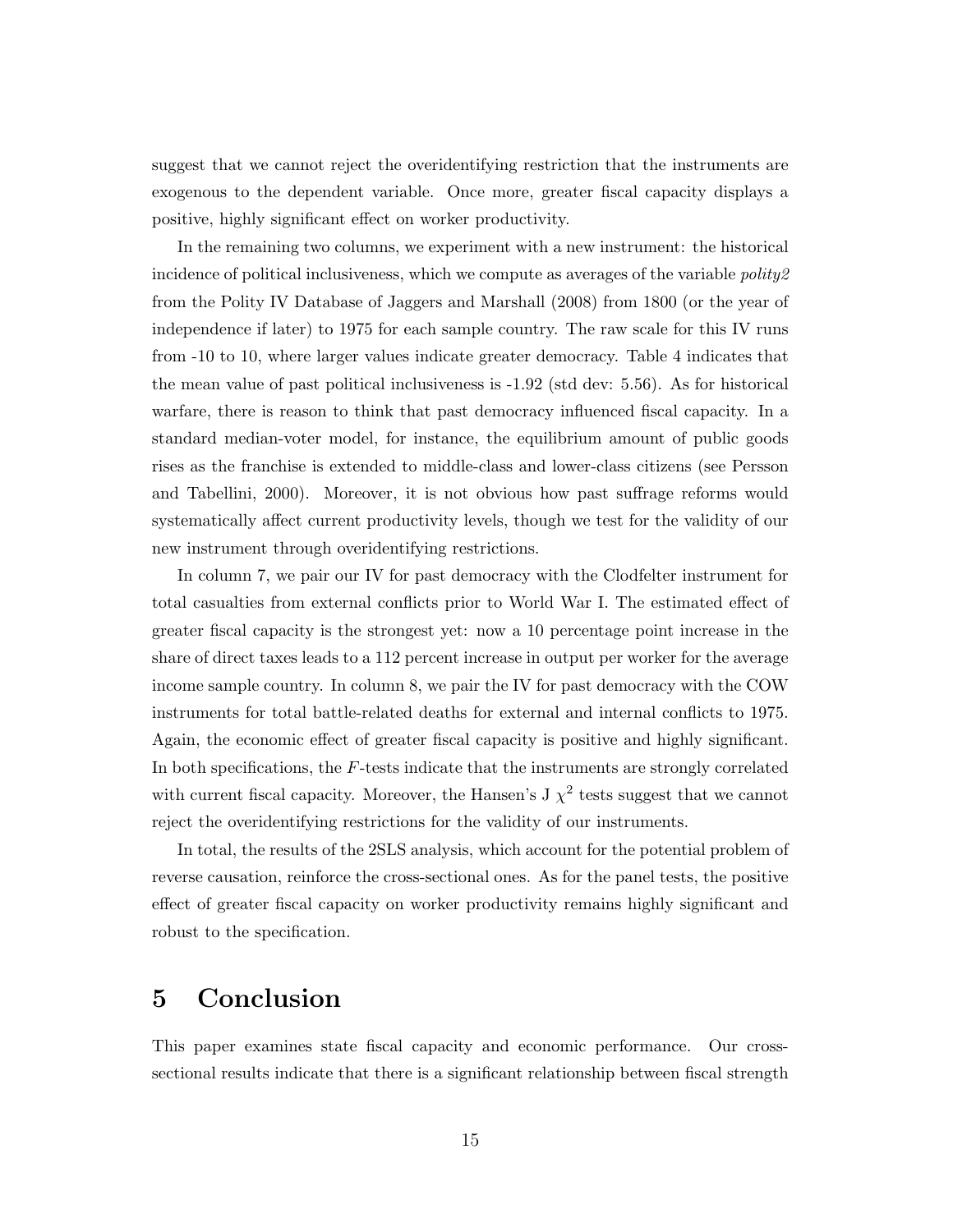suggest that we cannot reject the overidentifying restriction that the instruments are exogenous to the dependent variable. Once more, greater fiscal capacity displays a positive, highly significant effect on worker productivity.

In the remaining two columns, we experiment with a new instrument: the historical incidence of political inclusiveness, which we compute as averages of the variable *polity2* from the Polity IV Database of Jaggers and Marshall (2008) from 1800 (or the year of independence if later) to 1975 for each sample country. The raw scale for this IV runs from -10 to 10, where larger values indicate greater democracy. Table 4 indicates that the mean value of past political inclusiveness is -1.92 (std dev: 5.56). As for historical warfare, there is reason to think that past democracy influenced fiscal capacity. In a standard median-voter model, for instance, the equilibrium amount of public goods rises as the franchise is extended to middle-class and lower-class citizens (see Persson and Tabellini, 2000). Moreover, it is not obvious how past suffrage reforms would systematically affect current productivity levels, though we test for the validity of our new instrument through overidentifying restrictions.

In column 7, we pair our IV for past democracy with the Clodfelter instrument for total casualties from external conflicts prior to World War I. The estimated effect of greater fiscal capacity is the strongest yet: now a 10 percentage point increase in the share of direct taxes leads to a 112 percent increase in output per worker for the average income sample country. In column 8, we pair the IV for past democracy with the COW instruments for total battle-related deaths for external and internal conflicts to 1975. Again, the economic effect of greater fiscal capacity is positive and highly significant. In both specifications, the $F$-tests indicate that the instruments are strongly correlated with current fiscal capacity. Moreover, the Hansen's J $\chi^2$ tests suggest that we cannot reject the overidentifying restrictions for the validity of our instruments.

In total, the results of the 2SLS analysis, which account for the potential problem of reverse causation, reinforce the cross-sectional ones. As for the panel tests, the positive effect of greater fiscal capacity on worker productivity remains highly significant and robust to the specification.

# 5 Conclusion

This paper examines state fiscal capacity and economic performance. Our cross-sectional results indicate that there is a significant relationship between fiscal strength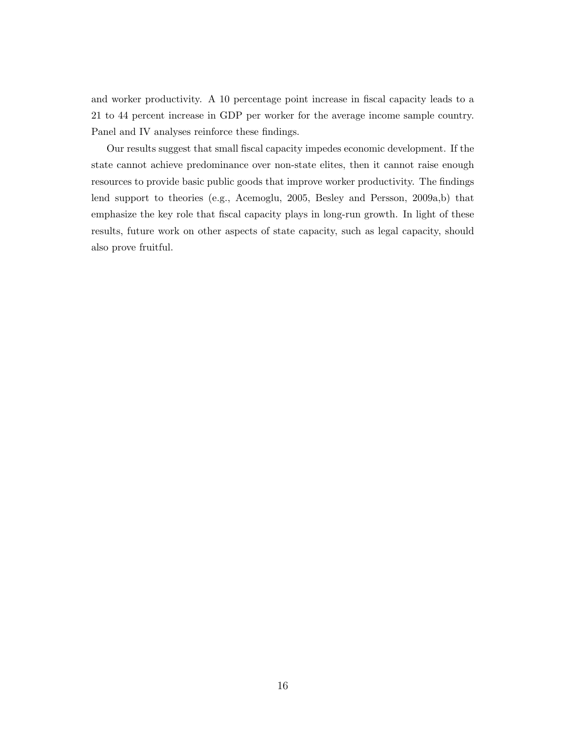and worker productivity. A 10 percentage point increase in fiscal capacity leads to a 21 to 44 percent increase in GDP per worker for the average income sample country. Panel and IV analyses reinforce these findings.

Our results suggest that small fiscal capacity impedes economic development. If the state cannot achieve predominance over non-state elites, then it cannot raise enough resources to provide basic public goods that improve worker productivity. The findings lend support to theories (e.g., Acemoglu, 2005, Besley and Persson, 2009a,b) that emphasize the key role that fiscal capacity plays in long-run growth. In light of these results, future work on other aspects of state capacity, such as legal capacity, should also prove fruitful.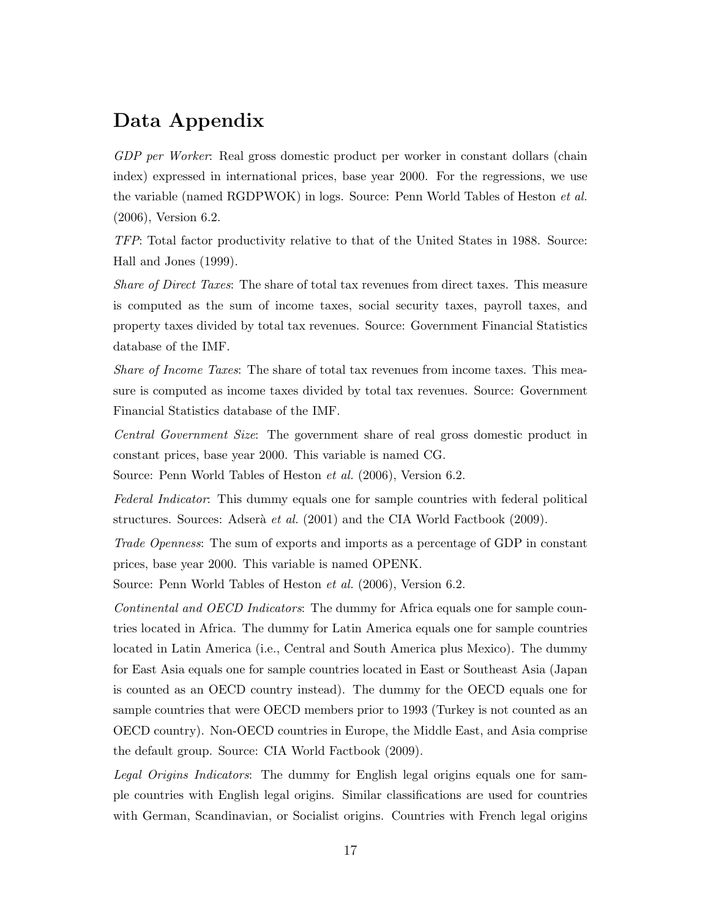# Data Appendix

*GDP per Worker*: Real gross domestic product per worker in constant dollars (chain index) expressed in international prices, base year 2000. For the regressions, we use the variable (named RGDPWOK) in logs. Source: Penn World Tables of Heston *et al.* (2006), Version 6.2.

*TFP*: Total factor productivity relative to that of the United States in 1988. Source: Hall and Jones (1999).

*Share of Direct Taxes*: The share of total tax revenues from direct taxes. This measure is computed as the sum of income taxes, social security taxes, payroll taxes, and property taxes divided by total tax revenues. Source: Government Financial Statistics database of the IMF.

*Share of Income Taxes*: The share of total tax revenues from income taxes. This measure is computed as income taxes divided by total tax revenues. Source: Government Financial Statistics database of the IMF.

*Central Government Size*: The government share of real gross domestic product in constant prices, base year 2000. This variable is named CG.
Source: Penn World Tables of Heston *et al.* (2006), Version 6.2.

*Federal Indicator*: This dummy equals one for sample countries with federal political structures. Sources: Adserà *et al.* (2001) and the CIA World Factbook (2009).

*Trade Openness*: The sum of exports and imports as a percentage of GDP in constant prices, base year 2000. This variable is named OPENK.
Source: Penn World Tables of Heston *et al.* (2006), Version 6.2.

*Continental and OECD Indicators*: The dummy for Africa equals one for sample countries located in Africa. The dummy for Latin America equals one for sample countries located in Latin America (i.e., Central and South America plus Mexico). The dummy for East Asia equals one for sample countries located in East or Southeast Asia (Japan is counted as an OECD country instead). The dummy for the OECD equals one for sample countries that were OECD members prior to 1993 (Turkey is not counted as an OECD country). Non-OECD countries in Europe, the Middle East, and Asia comprise the default group. Source: CIA World Factbook (2009).

*Legal Origins Indicators*: The dummy for English legal origins equals one for sample countries with English legal origins. Similar classifications are used for countries with German, Scandinavian, or Socialist origins. Countries with French legal origins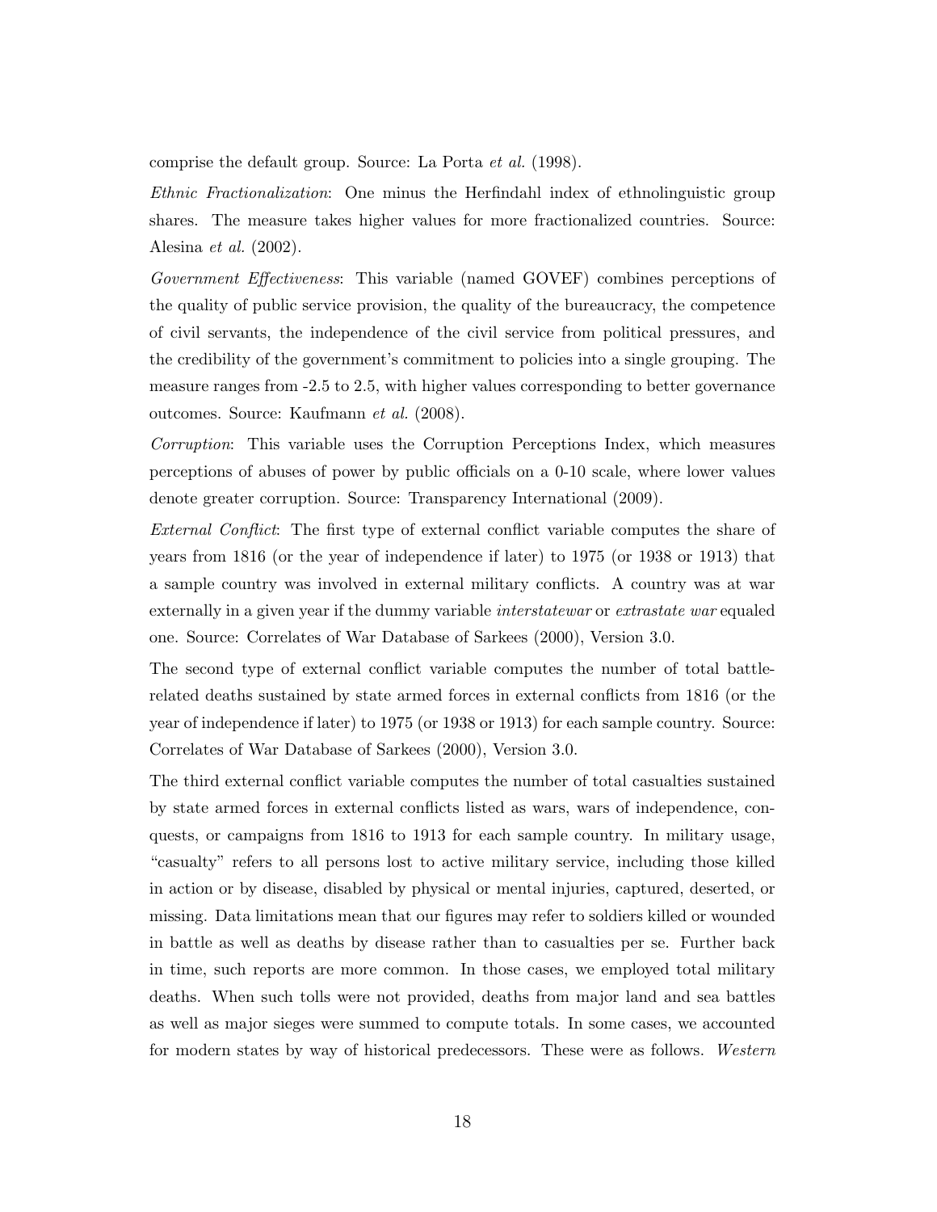comprise the default group. Source: La Porta *et al.* (1998).

*Ethnic Fractionalization*: One minus the Herfindahl index of ethnolinguistic group shares. The measure takes higher values for more fractionalized countries. Source: Alesina *et al.* (2002).

*Government Effectiveness*: This variable (named GOVEF) combines perceptions of the quality of public service provision, the quality of the bureaucracy, the competence of civil servants, the independence of the civil service from political pressures, and the credibility of the government's commitment to policies into a single grouping. The measure ranges from -2.5 to 2.5, with higher values corresponding to better governance outcomes. Source: Kaufmann *et al.* (2008).

*Corruption*: This variable uses the Corruption Perceptions Index, which measures perceptions of abuses of power by public officials on a 0-10 scale, where lower values denote greater corruption. Source: Transparency International (2009).

*External Conflict*: The first type of external conflict variable computes the share of years from 1816 (or the year of independence if later) to 1975 (or 1938 or 1913) that a sample country was involved in external military conflicts. A country was at war externally in a given year if the dummy variable *interstatewar* or *extrastate war* equaled one. Source: Correlates of War Database of Sarkees (2000), Version 3.0.

The second type of external conflict variable computes the number of total battle-related deaths sustained by state armed forces in external conflicts from 1816 (or the year of independence if later) to 1975 (or 1938 or 1913) for each sample country. Source: Correlates of War Database of Sarkees (2000), Version 3.0.

The third external conflict variable computes the number of total casualties sustained by state armed forces in external conflicts listed as wars, wars of independence, conquests, or campaigns from 1816 to 1913 for each sample country. In military usage, "casualty" refers to all persons lost to active military service, including those killed in action or by disease, disabled by physical or mental injuries, captured, deserted, or missing. Data limitations mean that our figures may refer to soldiers killed or wounded in battle as well as deaths by disease rather than to casualties per se. Further back in time, such reports are more common. In those cases, we employed total military deaths. When such tolls were not provided, deaths from major land and sea battles as well as major sieges were summed to compute totals. In some cases, we accounted for modern states by way of historical predecessors. These were as follows. *Western*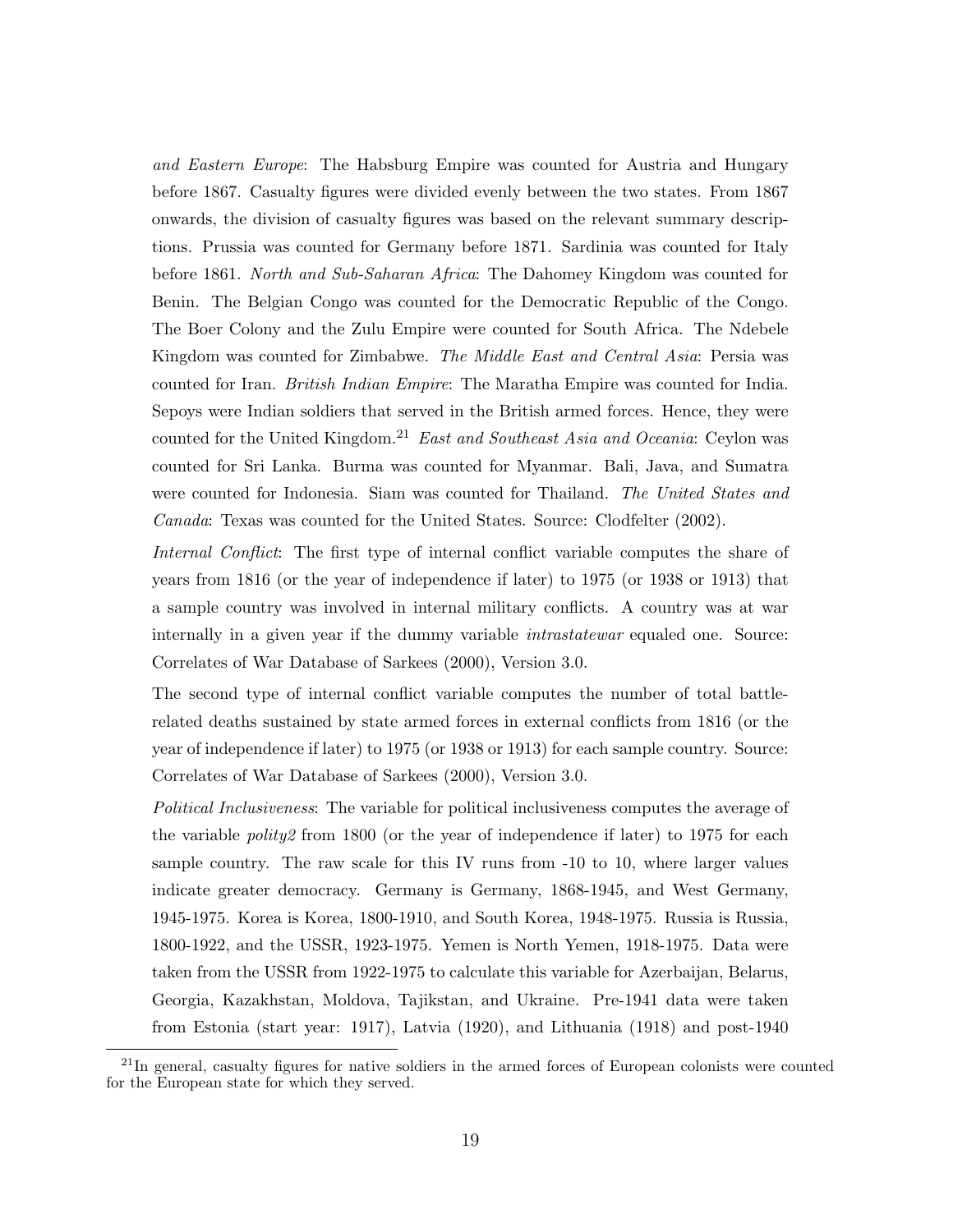*and Eastern Europe*: The Habsburg Empire was counted for Austria and Hungary before 1867. Casualty figures were divided evenly between the two states. From 1867 onwards, the division of casualty figures was based on the relevant summary descriptions. Prussia was counted for Germany before 1871. Sardinia was counted for Italy before 1861. *North and Sub-Saharan Africa*: The Dahomey Kingdom was counted for Benin. The Belgian Congo was counted for the Democratic Republic of the Congo. The Boer Colony and the Zulu Empire were counted for South Africa. The Ndebele Kingdom was counted for Zimbabwe. *The Middle East and Central Asia*: Persia was counted for Iran. *British Indian Empire*: The Maratha Empire was counted for India. Sepoys were Indian soldiers that served in the British armed forces. Hence, they were counted for the United Kingdom.[21] *East and Southeast Asia and Oceania*: Ceylon was counted for Sri Lanka. Burma was counted for Myanmar. Bali, Java, and Sumatra were counted for Indonesia. Siam was counted for Thailand. *The United States and Canada*: Texas was counted for the United States. Source: Clodfelter (2002).

*Internal Conflict*: The first type of internal conflict variable computes the share of years from 1816 (or the year of independence if later) to 1975 (or 1938 or 1913) that a sample country was involved in internal military conflicts. A country was at war internally in a given year if the dummy variable *intrastatewar* equaled one. Source: Correlates of War Database of Sarkees (2000), Version 3.0.

The second type of internal conflict variable computes the number of total battle-related deaths sustained by state armed forces in external conflicts from 1816 (or the year of independence if later) to 1975 (or 1938 or 1913) for each sample country. Source: Correlates of War Database of Sarkees (2000), Version 3.0.

*Political Inclusiveness*: The variable for political inclusiveness computes the average of the variable *polity2* from 1800 (or the year of independence if later) to 1975 for each sample country. The raw scale for this IV runs from -10 to 10, where larger values indicate greater democracy. Germany is Germany, 1868-1945, and West Germany, 1945-1975. Korea is Korea, 1800-1910, and South Korea, 1948-1975. Russia is Russia, 1800-1922, and the USSR, 1923-1975. Yemen is North Yemen, 1918-1975. Data were taken from the USSR from 1922-1975 to calculate this variable for Azerbaijan, Belarus, Georgia, Kazakhstan, Moldova, Tajikstan, and Ukraine. Pre-1941 data were taken from Estonia (start year: 1917), Latvia (1920), and Lithuania (1918) and post-1940

[21] In general, casualty figures for native soldiers in the armed forces of European colonists were counted for the European state for which they served.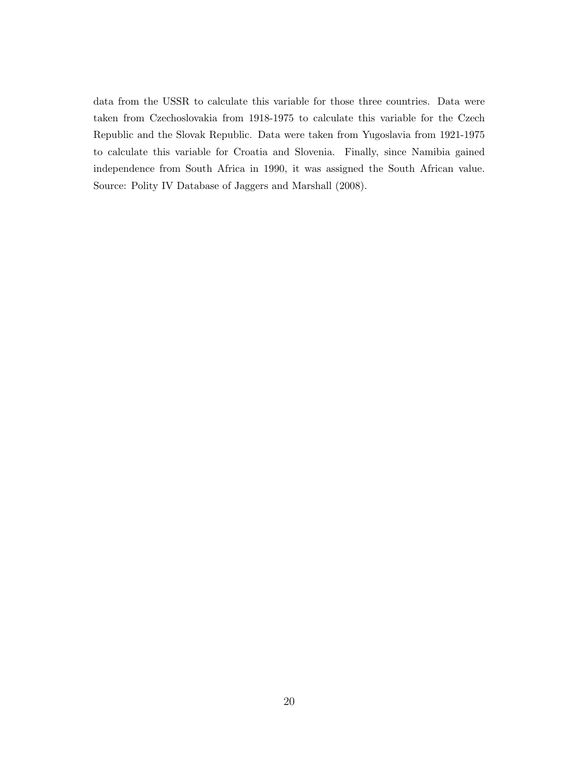data from the USSR to calculate this variable for those three countries. Data were taken from Czechoslovakia from 1918-1975 to calculate this variable for the Czech Republic and the Slovak Republic. Data were taken from Yugoslavia from 1921-1975 to calculate this variable for Croatia and Slovenia. Finally, since Namibia gained independence from South Africa in 1990, it was assigned the South African value. Source: Polity IV Database of Jaggers and Marshall (2008).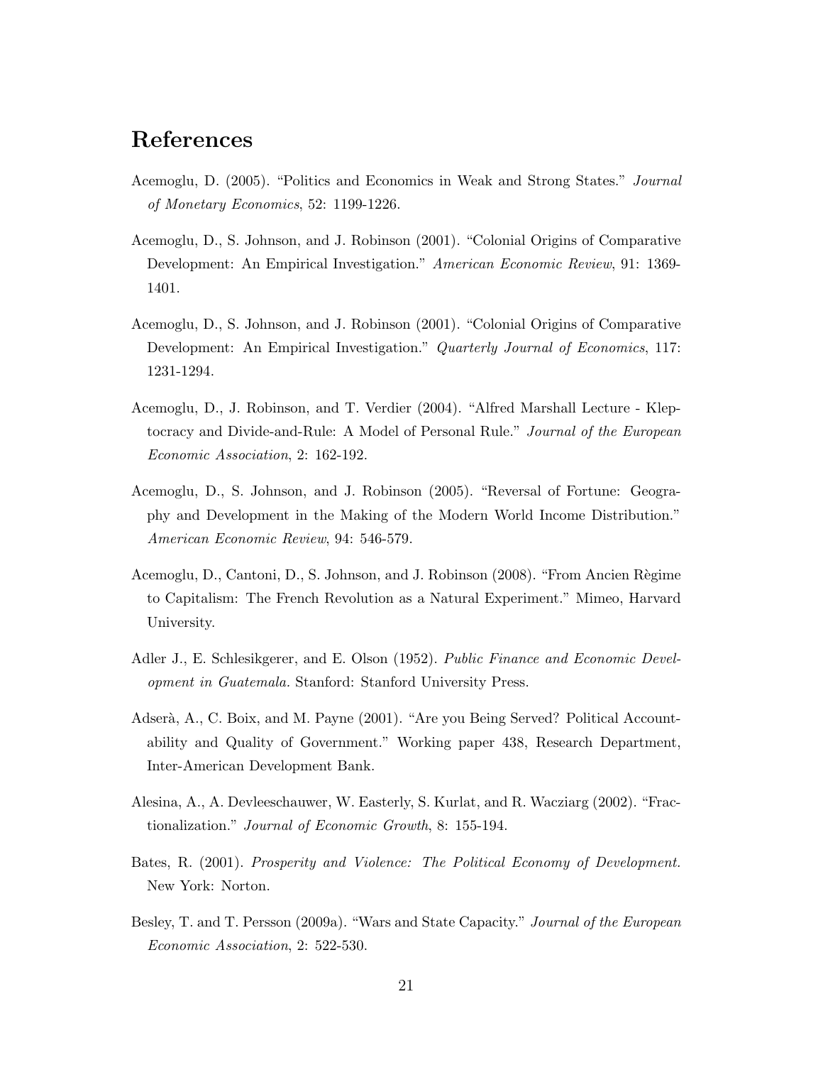# References

Acemoglu, D. (2005). "Politics and Economics in Weak and Strong States." *Journal of Monetary Economics*, 52: 1199-1226.

Acemoglu, D., S. Johnson, and J. Robinson (2001). "Colonial Origins of Comparative Development: An Empirical Investigation." *American Economic Review*, 91: 1369-1401.

Acemoglu, D., S. Johnson, and J. Robinson (2001). "Colonial Origins of Comparative Development: An Empirical Investigation." *Quarterly Journal of Economics*, 117: 1231-1294.

Acemoglu, D., J. Robinson, and T. Verdier (2004). "Alfred Marshall Lecture - Kleptocracy and Divide-and-Rule: A Model of Personal Rule." *Journal of the European Economic Association*, 2: 162-192.

Acemoglu, D., S. Johnson, and J. Robinson (2005). "Reversal of Fortune: Geography and Development in the Making of the Modern World Income Distribution." *American Economic Review*, 94: 546-579.

Acemoglu, D., Cantoni, D., S. Johnson, and J. Robinson (2008). "From Ancien Règime to Capitalism: The French Revolution as a Natural Experiment." Mimeo, Harvard University.

Adler J., E. Schlesikgerer, and E. Olson (1952). *Public Finance and Economic Development in Guatemala.* Stanford: Stanford University Press.

Adserà, A., C. Boix, and M. Payne (2001). "Are you Being Served? Political Accountability and Quality of Government." Working paper 438, Research Department, Inter-American Development Bank.

Alesina, A., A. Devleeschauwer, W. Easterly, S. Kurlat, and R. Wacziarg (2002). "Fractionalization." *Journal of Economic Growth*, 8: 155-194.

Bates, R. (2001). *Prosperity and Violence: The Political Economy of Development.* New York: Norton.

Besley, T. and T. Persson (2009a). "Wars and State Capacity." *Journal of the European Economic Association*, 2: 522-530.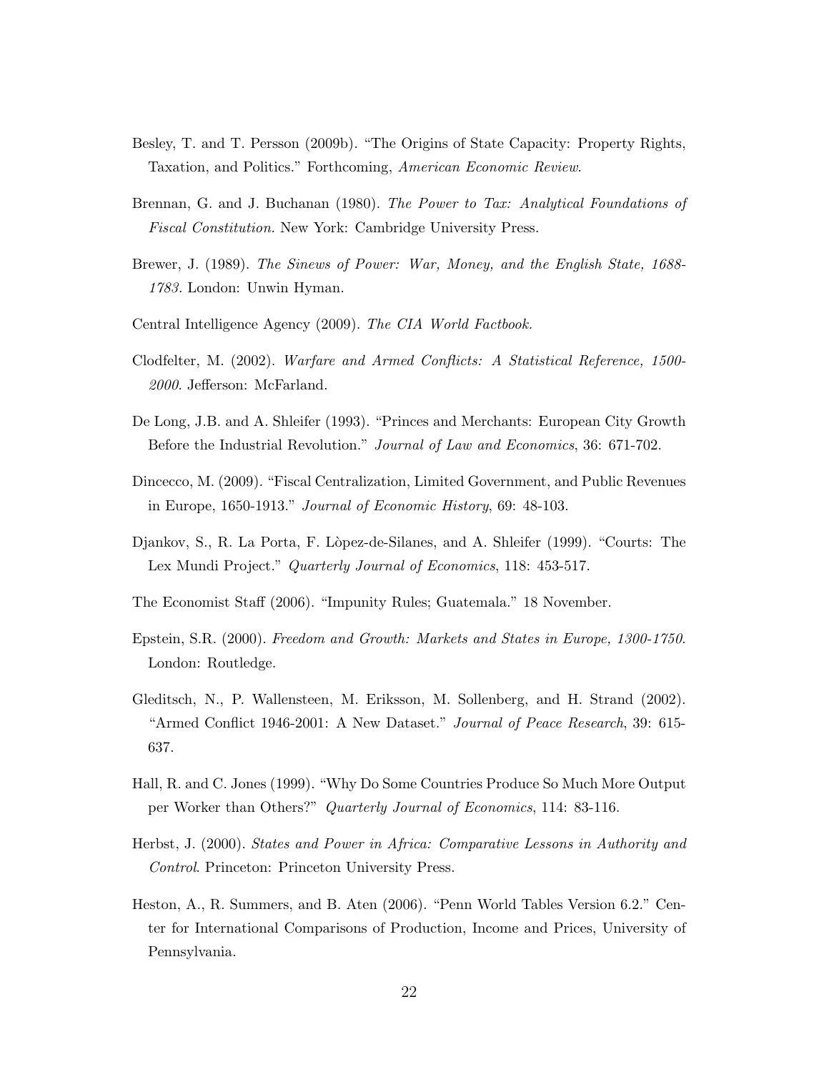Besley, T. and T. Persson (2009b). "The Origins of State Capacity: Property Rights, Taxation, and Politics." Forthcoming, *American Economic Review*.

Brennan, G. and J. Buchanan (1980). *The Power to Tax: Analytical Foundations of Fiscal Constitution.* New York: Cambridge University Press.

Brewer, J. (1989). *The Sinews of Power: War, Money, and the English State, 1688-1783.* London: Unwin Hyman.

Central Intelligence Agency (2009). *The CIA World Factbook.*

Clodfelter, M. (2002). *Warfare and Armed Conflicts: A Statistical Reference, 1500-2000*. Jefferson: McFarland.

De Long, J.B. and A. Shleifer (1993). "Princes and Merchants: European City Growth Before the Industrial Revolution." *Journal of Law and Economics*, 36: 671-702.

Dincecco, M. (2009). "Fiscal Centralization, Limited Government, and Public Revenues in Europe, 1650-1913." *Journal of Economic History*, 69: 48-103.

Djankov, S., R. La Porta, F. Lòpez-de-Silanes, and A. Shleifer (1999). "Courts: The Lex Mundi Project." *Quarterly Journal of Economics*, 118: 453-517.

The Economist Staff (2006). "Impunity Rules; Guatemala." 18 November.

Epstein, S.R. (2000). *Freedom and Growth: Markets and States in Europe, 1300-1750*. London: Routledge.

Gleditsch, N., P. Wallensteen, M. Eriksson, M. Sollenberg, and H. Strand (2002). "Armed Conflict 1946-2001: A New Dataset." *Journal of Peace Research*, 39: 615-637.

Hall, R. and C. Jones (1999). "Why Do Some Countries Produce So Much More Output per Worker than Others?" *Quarterly Journal of Economics*, 114: 83-116.

Herbst, J. (2000). *States and Power in Africa: Comparative Lessons in Authority and Control*. Princeton: Princeton University Press.

Heston, A., R. Summers, and B. Aten (2006). "Penn World Tables Version 6.2." Center for International Comparisons of Production, Income and Prices, University of Pennsylvania.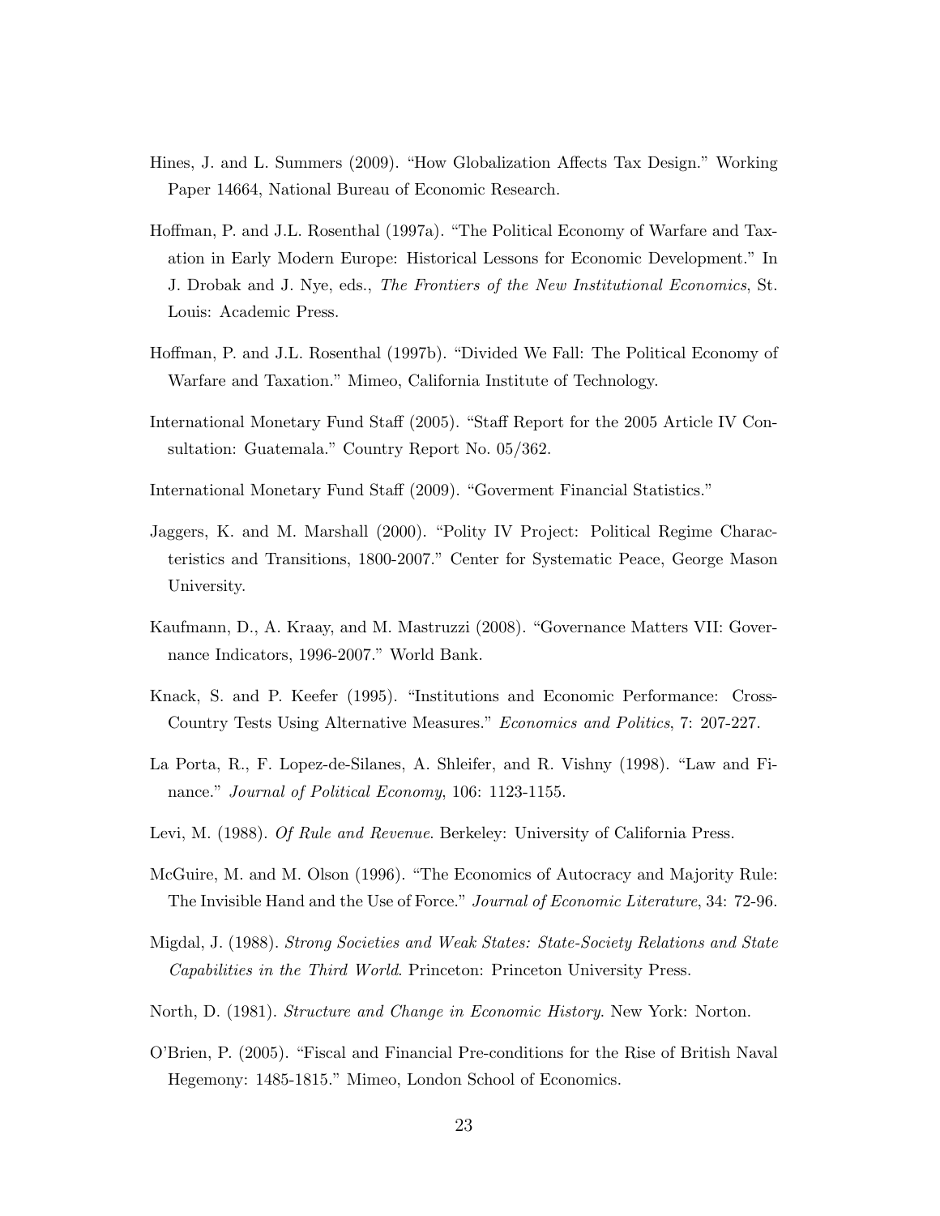Hines, J. and L. Summers (2009). "How Globalization Affects Tax Design." Working Paper 14664, National Bureau of Economic Research.

Hoffman, P. and J.L. Rosenthal (1997a). "The Political Economy of Warfare and Taxation in Early Modern Europe: Historical Lessons for Economic Development." In J. Drobak and J. Nye, eds., *The Frontiers of the New Institutional Economics*, St. Louis: Academic Press.

Hoffman, P. and J.L. Rosenthal (1997b). "Divided We Fall: The Political Economy of Warfare and Taxation." Mimeo, California Institute of Technology.

International Monetary Fund Staff (2005). "Staff Report for the 2005 Article IV Consultation: Guatemala." Country Report No. 05/362.

International Monetary Fund Staff (2009). "Goverment Financial Statistics."

Jaggers, K. and M. Marshall (2000). "Polity IV Project: Political Regime Characteristics and Transitions, 1800-2007." Center for Systematic Peace, George Mason University.

Kaufmann, D., A. Kraay, and M. Mastruzzi (2008). "Governance Matters VII: Governance Indicators, 1996-2007." World Bank.

Knack, S. and P. Keefer (1995). "Institutions and Economic Performance: Cross-Country Tests Using Alternative Measures." *Economics and Politics*, 7: 207-227.

La Porta, R., F. Lopez-de-Silanes, A. Shleifer, and R. Vishny (1998). "Law and Finance." *Journal of Political Economy*, 106: 1123-1155.

Levi, M. (1988). *Of Rule and Revenue*. Berkeley: University of California Press.

McGuire, M. and M. Olson (1996). "The Economics of Autocracy and Majority Rule: The Invisible Hand and the Use of Force." *Journal of Economic Literature*, 34: 72-96.

Migdal, J. (1988). *Strong Societies and Weak States: State-Society Relations and State Capabilities in the Third World*. Princeton: Princeton University Press.

North, D. (1981). *Structure and Change in Economic History*. New York: Norton.

O'Brien, P. (2005). "Fiscal and Financial Pre-conditions for the Rise of British Naval Hegemony: 1485-1815." Mimeo, London School of Economics.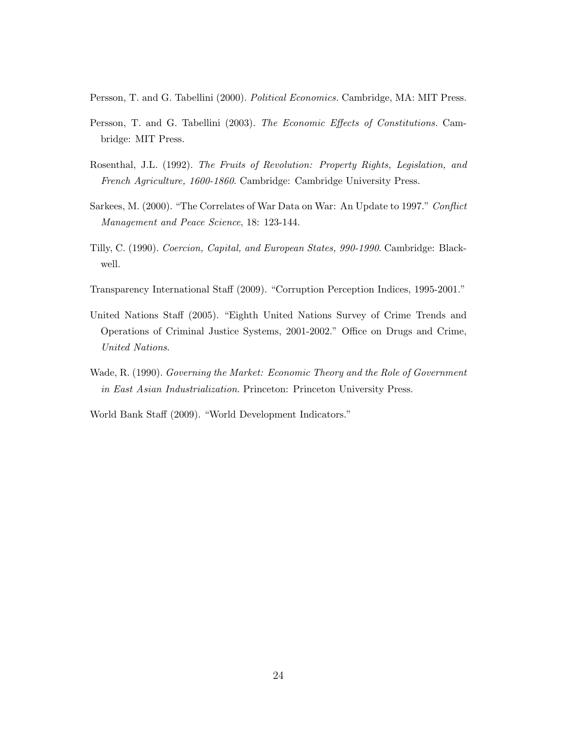Persson, T. and G. Tabellini (2000). *Political Economics*. Cambridge, MA: MIT Press.

Persson, T. and G. Tabellini (2003). *The Economic Effects of Constitutions*. Cambridge: MIT Press.

Rosenthal, J.L. (1992). *The Fruits of Revolution: Property Rights, Legislation, and French Agriculture, 1600-1860*. Cambridge: Cambridge University Press.

Sarkees, M. (2000). "The Correlates of War Data on War: An Update to 1997." *Conflict Management and Peace Science*, 18: 123-144.

Tilly, C. (1990). *Coercion, Capital, and European States, 990-1990*. Cambridge: Blackwell.

Transparency International Staff (2009). "Corruption Perception Indices, 1995-2001."

United Nations Staff (2005). "Eighth United Nations Survey of Crime Trends and Operations of Criminal Justice Systems, 2001-2002." Office on Drugs and Crime, *United Nations*.

Wade, R. (1990). *Governing the Market: Economic Theory and the Role of Government in East Asian Industrialization*. Princeton: Princeton University Press.

World Bank Staff (2009). "World Development Indicators."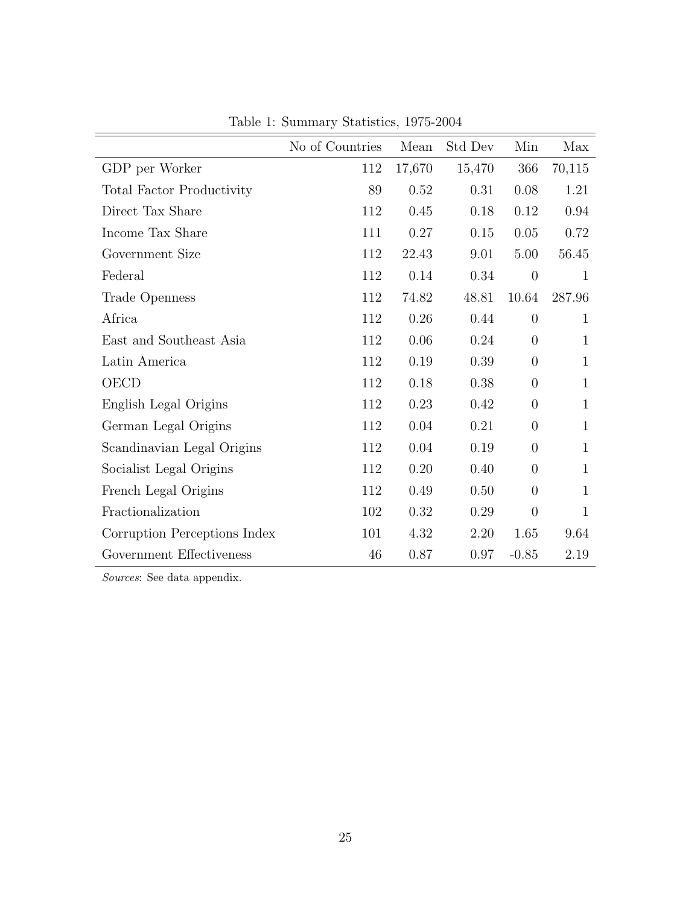Table 1: Summary Statistics, 1975-2004

| | No of Countries | Mean | Std Dev | Min | Max |
|---|---|---|---|---|---|
| GDP per Worker | 112 | 17,670 | 15,470 | 366 | 70,115 |
| Total Factor Productivity | 89 | 0.52 | 0.31 | 0.08 | 1.21 |
| Direct Tax Share | 112 | 0.45 | 0.18 | 0.12 | 0.94 |
| Income Tax Share | 111 | 0.27 | 0.15 | 0.05 | 0.72 |
| Government Size | 112 | 22.43 | 9.01 | 5.00 | 56.45 |
| Federal | 112 | 0.14 | 0.34 | 0 | 1 |
| Trade Openness | 112 | 74.82 | 48.81 | 10.64 | 287.96 |
| Africa | 112 | 0.26 | 0.44 | 0 | 1 |
| East and Southeast Asia | 112 | 0.06 | 0.24 | 0 | 1 |
| Latin America | 112 | 0.19 | 0.39 | 0 | 1 |
| OECD | 112 | 0.18 | 0.38 | 0 | 1 |
| English Legal Origins | 112 | 0.23 | 0.42 | 0 | 1 |
| German Legal Origins | 112 | 0.04 | 0.21 | 0 | 1 |
| Scandinavian Legal Origins | 112 | 0.04 | 0.19 | 0 | 1 |
| Socialist Legal Origins | 112 | 0.20 | 0.40 | 0 | 1 |
| French Legal Origins | 112 | 0.49 | 0.50 | 0 | 1 |
| Fractionalization | 102 | 0.32 | 0.29 | 0 | 1 |
| Corruption Perceptions Index | 101 | 4.32 | 2.20 | 1.65 | 9.64 |
| Government Effectiveness | 46 | 0.87 | 0.97 | -0.85 | 2.19 |

*Sources*: See data appendix.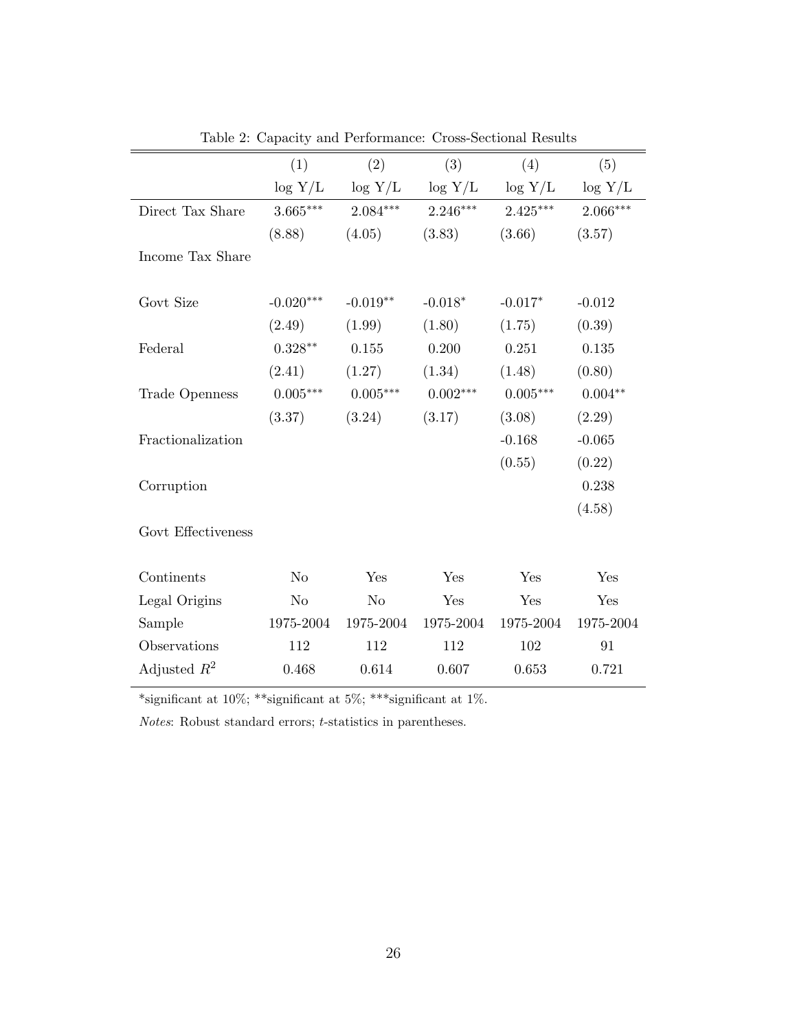Table 2: Capacity and Performance: Cross-Sectional Results

| | (1) | (2) | (3) | (4) | (5) |
|---|---|---|---|---|---|
| | log Y/L | log Y/L | log Y/L | log Y/L | log Y/L |
| Direct Tax Share | 3.665*** | 2.084*** | 2.246*** | 2.425*** | 2.066*** |
| | (8.88) | (4.05) | (3.83) | (3.66) | (3.57) |
| Income Tax Share | | | | | |
| | | | | | |
| Govt Size | -0.020*** | -0.019** | -0.018* | -0.017* | -0.012 |
| | (2.49) | (1.99) | (1.80) | (1.75) | (0.39) |
| Federal | 0.328** | 0.155 | 0.200 | 0.251 | 0.135 |
| | (2.41) | (1.27) | (1.34) | (1.48) | (0.80) |
| Trade Openness | 0.005*** | 0.005*** | 0.002*** | 0.005*** | 0.004** |
| | (3.37) | (3.24) | (3.17) | (3.08) | (2.29) |
| Fractionalization | | | | -0.168 | -0.065 |
| | | | | (0.55) | (0.22) |
| Corruption | | | | | 0.238 |
| | | | | | (4.58) |
| Govt Effectiveness | | | | | |
| | | | | | |
| Continents | No | Yes | Yes | Yes | Yes |
| Legal Origins | No | No | Yes | Yes | Yes |
| Sample | 1975-2004 | 1975-2004 | 1975-2004 | 1975-2004 | 1975-2004 |
| Observations | 112 | 112 | 112 | 102 | 91 |
| Adjusted $R^2$ | 0.468 | 0.614 | 0.607 | 0.653 | 0.721 |

*significant at 10%; **significant at 5%; ***significant at 1%.

*Notes*: Robust standard errors; *t*-statistics in parentheses.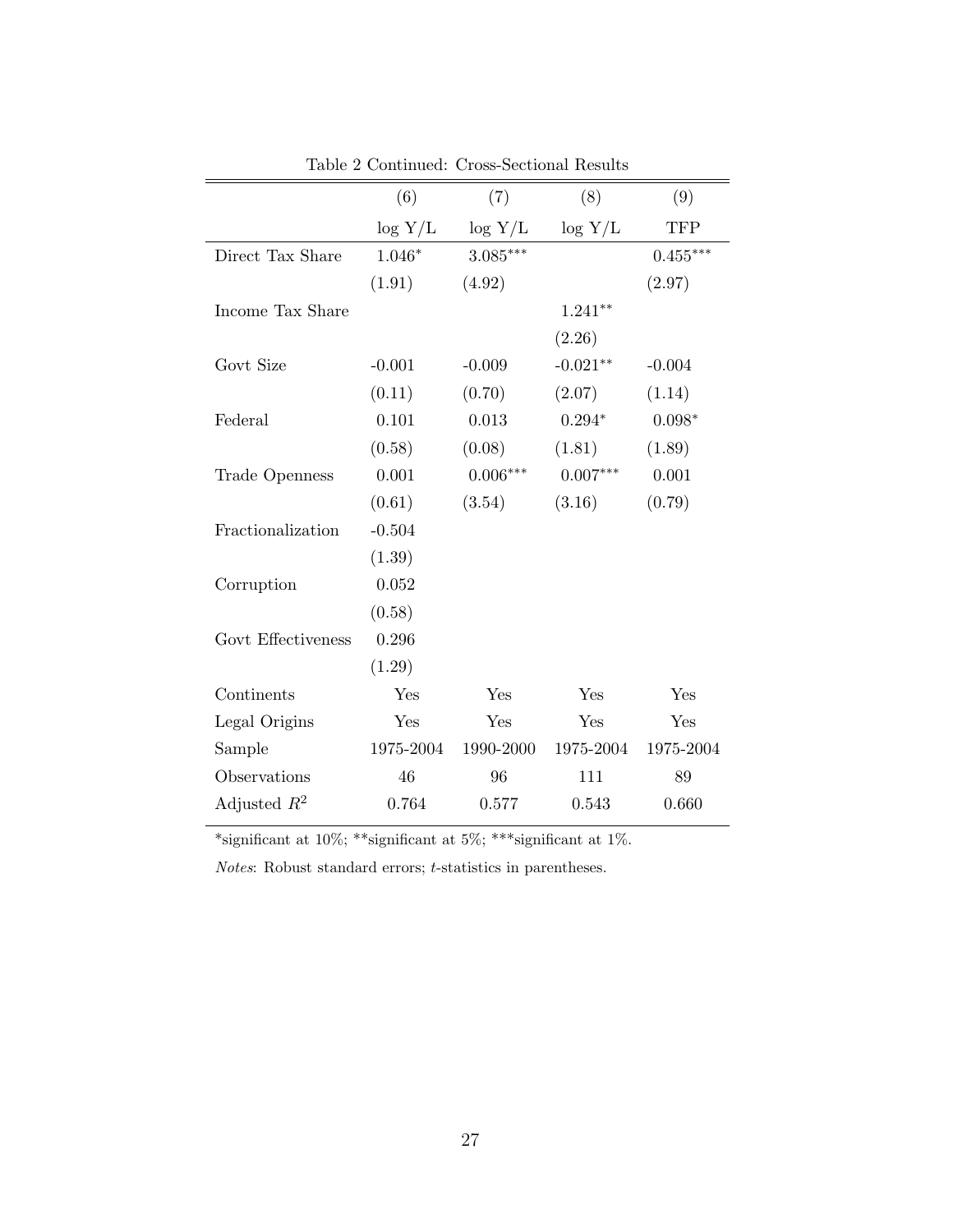Table 2 Continued: Cross-Sectional Results

| | (6) | (7) | (8) | (9) |
|---|---|---|---|---|
| | log Y/L | log Y/L | log Y/L | TFP |
| Direct Tax Share | 1.046* | 3.085*** | | 0.455*** |
| | (1.91) | (4.92) | | (2.97) |
| Income Tax Share | | | 1.241** | |
| | | | (2.26) | |
| Govt Size | -0.001 | -0.009 | -0.021** | -0.004 |
| | (0.11) | (0.70) | (2.07) | (1.14) |
| Federal | 0.101 | 0.013 | 0.294* | 0.098* |
| | (0.58) | (0.08) | (1.81) | (1.89) |
| Trade Openness | 0.001 | 0.006*** | 0.007*** | 0.001 |
| | (0.61) | (3.54) | (3.16) | (0.79) |
| Fractionalization | -0.504 | | | |
| | (1.39) | | | |
| Corruption | 0.052 | | | |
| | (0.58) | | | |
| Govt Effectiveness | 0.296 | | | |
| | (1.29) | | | |
| Continents | Yes | Yes | Yes | Yes |
| Legal Origins | Yes | Yes | Yes | Yes |
| Sample | 1975-2004 | 1990-2000 | 1975-2004 | 1975-2004 |
| Observations | 46 | 96 | 111 | 89 |
| Adjusted $R^2$ | 0.764 | 0.577 | 0.543 | 0.660 |

*significant at 10%; **significant at 5%; ***significant at 1%.

*Notes*: Robust standard errors; *t*-statistics in parentheses.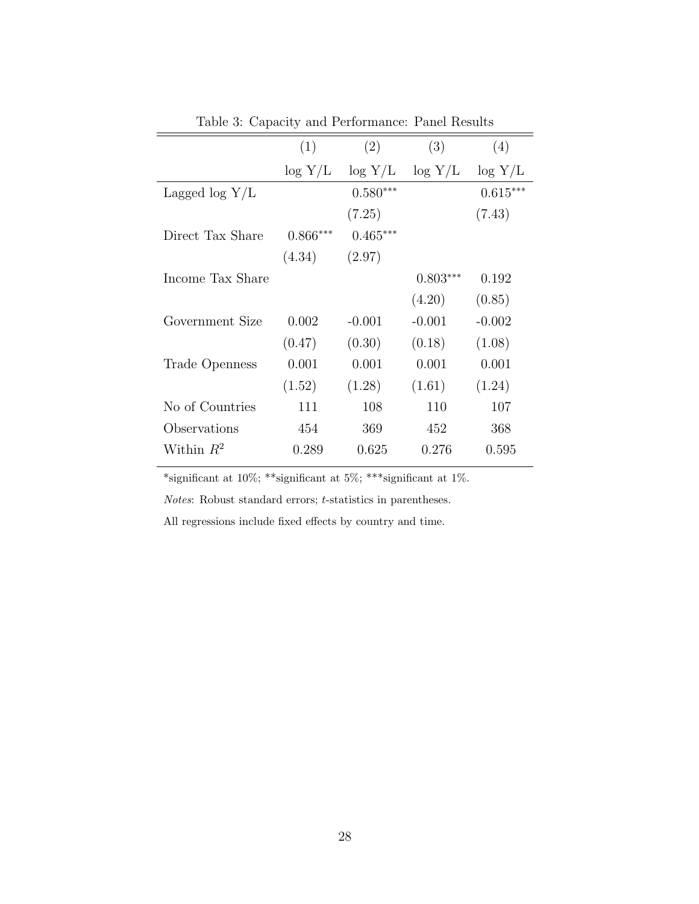Table 3: Capacity and Performance: Panel Results

| | (1) | (2) | (3) | (4) |
|---|---|---|---|---|
| | log Y/L | log Y/L | log Y/L | log Y/L |
| Lagged log Y/L | | 0.580*** | | 0.615*** |
| | | (7.25) | | (7.43) |
| Direct Tax Share | 0.866*** | 0.465*** | | |
| | (4.34) | (2.97) | | |
| Income Tax Share | | | 0.803*** | 0.192 |
| | | | (4.20) | (0.85) |
| Government Size | 0.002 | -0.001 | -0.001 | -0.002 |
| | (0.47) | (0.30) | (0.18) | (1.08) |
| Trade Openness | 0.001 | 0.001 | 0.001 | 0.001 |
| | (1.52) | (1.28) | (1.61) | (1.24) |
| No of Countries | 111 | 108 | 110 | 107 |
| Observations | 454 | 369 | 452 | 368 |
| Within $R^2$ | 0.289 | 0.625 | 0.276 | 0.595 |

*significant at 10%; **significant at 5%; ***significant at 1%.

*Notes*: Robust standard errors; *t*-statistics in parentheses.

All regressions include fixed effects by country and time.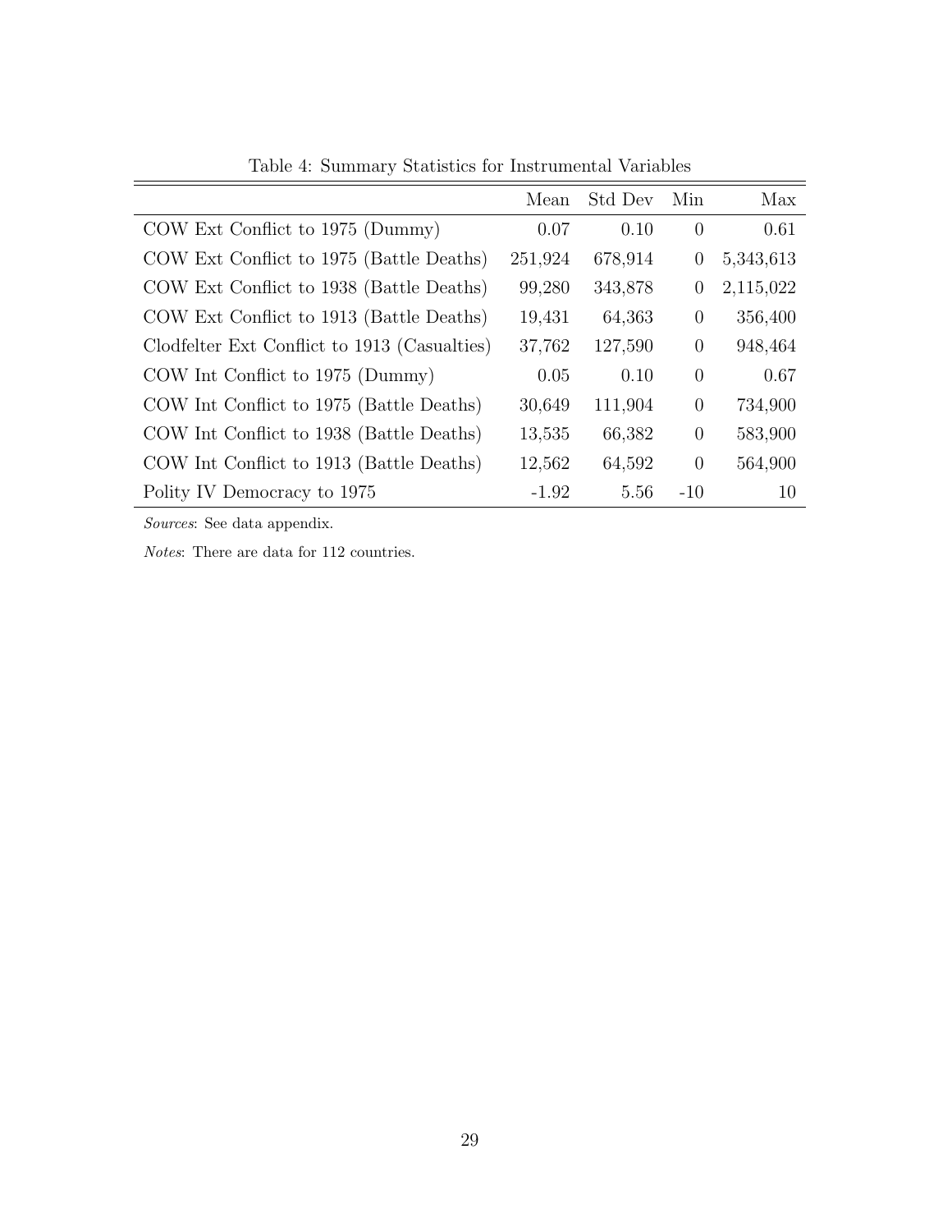Table 4: Summary Statistics for Instrumental Variables

| | Mean | Std Dev | Min | Max |
|---|---|---|---|---|
| COW Ext Conflict to 1975 (Dummy) | 0.07 | 0.10 | 0 | 0.61 |
| COW Ext Conflict to 1975 (Battle Deaths) | 251,924 | 678,914 | 0 | 5,343,613 |
| COW Ext Conflict to 1938 (Battle Deaths) | 99,280 | 343,878 | 0 | 2,115,022 |
| COW Ext Conflict to 1913 (Battle Deaths) | 19,431 | 64,363 | 0 | 356,400 |
| Clodfelter Ext Conflict to 1913 (Casualties) | 37,762 | 127,590 | 0 | 948,464 |
| COW Int Conflict to 1975 (Dummy) | 0.05 | 0.10 | 0 | 0.67 |
| COW Int Conflict to 1975 (Battle Deaths) | 30,649 | 111,904 | 0 | 734,900 |
| COW Int Conflict to 1938 (Battle Deaths) | 13,535 | 66,382 | 0 | 583,900 |
| COW Int Conflict to 1913 (Battle Deaths) | 12,562 | 64,592 | 0 | 564,900 |
| Polity IV Democracy to 1975 | -1.92 | 5.56 | -10 | 10 |

*Sources*: See data appendix.

*Notes*: There are data for 112 countries.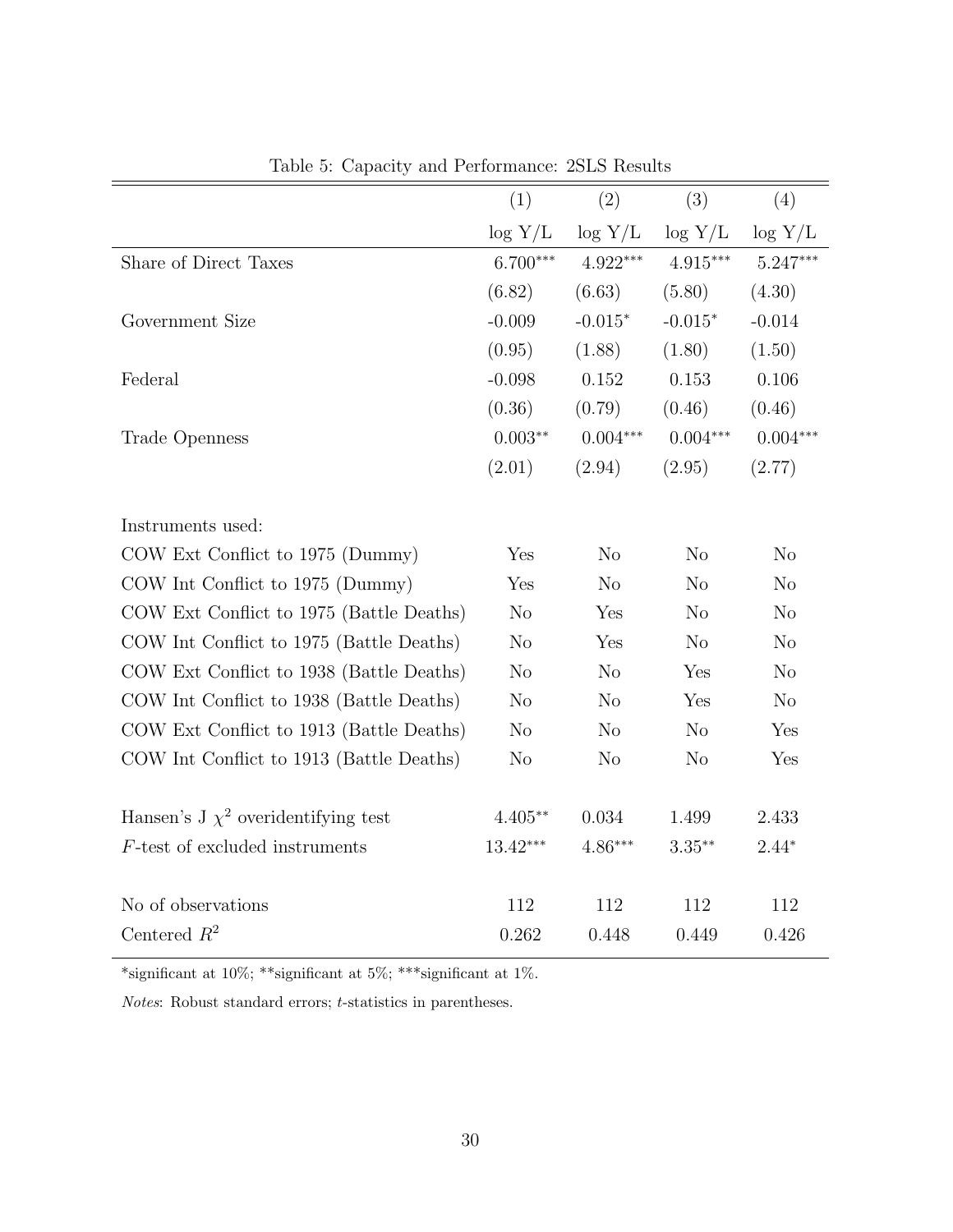Table 5: Capacity and Performance: 2SLS Results

| | (1) | (2) | (3) | (4) |
|---|---|---|---|---|
| | log Y/L | log Y/L | log Y/L | log Y/L |
| Share of Direct Taxes | 6.700*** | 4.922*** | 4.915*** | 5.247*** |
| | (6.82) | (6.63) | (5.80) | (4.30) |
| Government Size | -0.009 | -0.015* | -0.015* | -0.014 |
| | (0.95) | (1.88) | (1.80) | (1.50) |
| Federal | -0.098 | 0.152 | 0.153 | 0.106 |
| | (0.36) | (0.79) | (0.46) | (0.46) |
| Trade Openness | 0.003** | 0.004*** | 0.004*** | 0.004*** |
| | (2.01) | (2.94) | (2.95) | (2.77) |
| | | | | |
| Instruments used: | | | | |
| COW Ext Conflict to 1975 (Dummy) | Yes | No | No | No |
| COW Int Conflict to 1975 (Dummy) | Yes | No | No | No |
| COW Ext Conflict to 1975 (Battle Deaths) | No | Yes | No | No |
| COW Int Conflict to 1975 (Battle Deaths) | No | Yes | No | No |
| COW Ext Conflict to 1938 (Battle Deaths) | No | No | Yes | No |
| COW Int Conflict to 1938 (Battle Deaths) | No | No | Yes | No |
| COW Ext Conflict to 1913 (Battle Deaths) | No | No | No | Yes |
| COW Int Conflict to 1913 (Battle Deaths) | No | No | No | Yes |
| | | | | |
| Hansen's J $\chi^2$ overidentifying test | 4.405** | 0.034 | 1.499 | 2.433 |
| $F$-test of excluded instruments | 13.42*** | 4.86*** | 3.35** | 2.44* |
| | | | | |
| No of observations | 112 | 112 | 112 | 112 |
| Centered $R^2$ | 0.262 | 0.448 | 0.449 | 0.426 |

*significant at 10%; **significant at 5%; ***significant at 1%.

*Notes*: Robust standard errors; $t$-statistics in parentheses.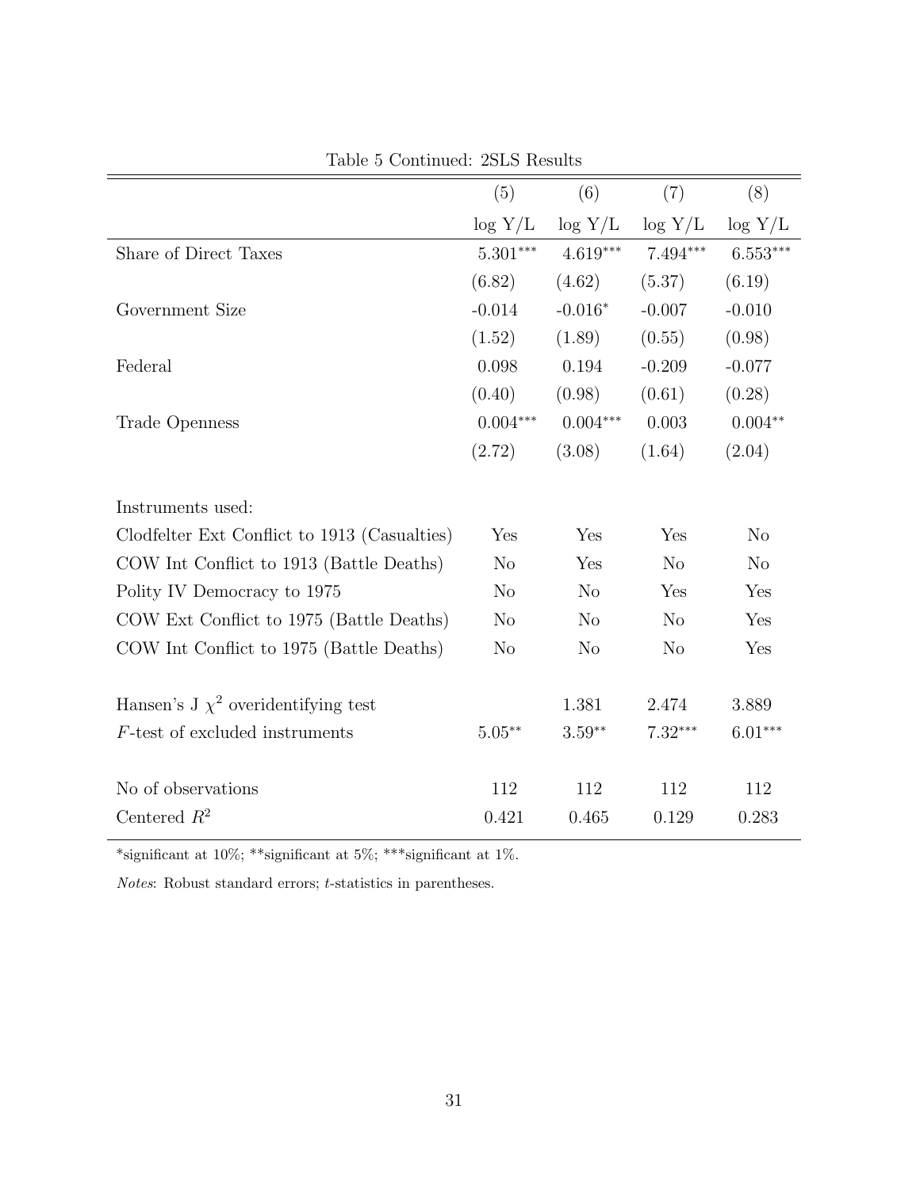Table 5 Continued: 2SLS Results

| | (5) | (6) | (7) | (8) |
|---|---|---|---|---|
| | log Y/L | log Y/L | log Y/L | log Y/L |
| Share of Direct Taxes | 5.301*** | 4.619*** | 7.494*** | 6.553*** |
| | (6.82) | (4.62) | (5.37) | (6.19) |
| Government Size | -0.014 | -0.016* | -0.007 | -0.010 |
| | (1.52) | (1.89) | (0.55) | (0.98) |
| Federal | 0.098 | 0.194 | -0.209 | -0.077 |
| | (0.40) | (0.98) | (0.61) | (0.28) |
| Trade Openness | 0.004*** | 0.004*** | 0.003 | 0.004** |
| | (2.72) | (3.08) | (1.64) | (2.04) |
| | | | | |
| Instruments used: | | | | |
| Clodfelter Ext Conflict to 1913 (Casualties) | Yes | Yes | Yes | No |
| COW Int Conflict to 1913 (Battle Deaths) | No | Yes | No | No |
| Polity IV Democracy to 1975 | No | No | Yes | Yes |
| COW Ext Conflict to 1975 (Battle Deaths) | No | No | No | Yes |
| COW Int Conflict to 1975 (Battle Deaths) | No | No | No | Yes |
| | | | | |
| Hansen's J $\chi^2$ overidentifying test | | 1.381 | 2.474 | 3.889 |
| $F$-test of excluded instruments | 5.05** | 3.59** | 7.32*** | 6.01*** |
| | | | | |
| No of observations | 112 | 112 | 112 | 112 |
| Centered $R^2$ | 0.421 | 0.465 | 0.129 | 0.283 |

*significant at 10%; **significant at 5%; ***significant at 1%.

*Notes*: Robust standard errors; $t$-statistics in parentheses.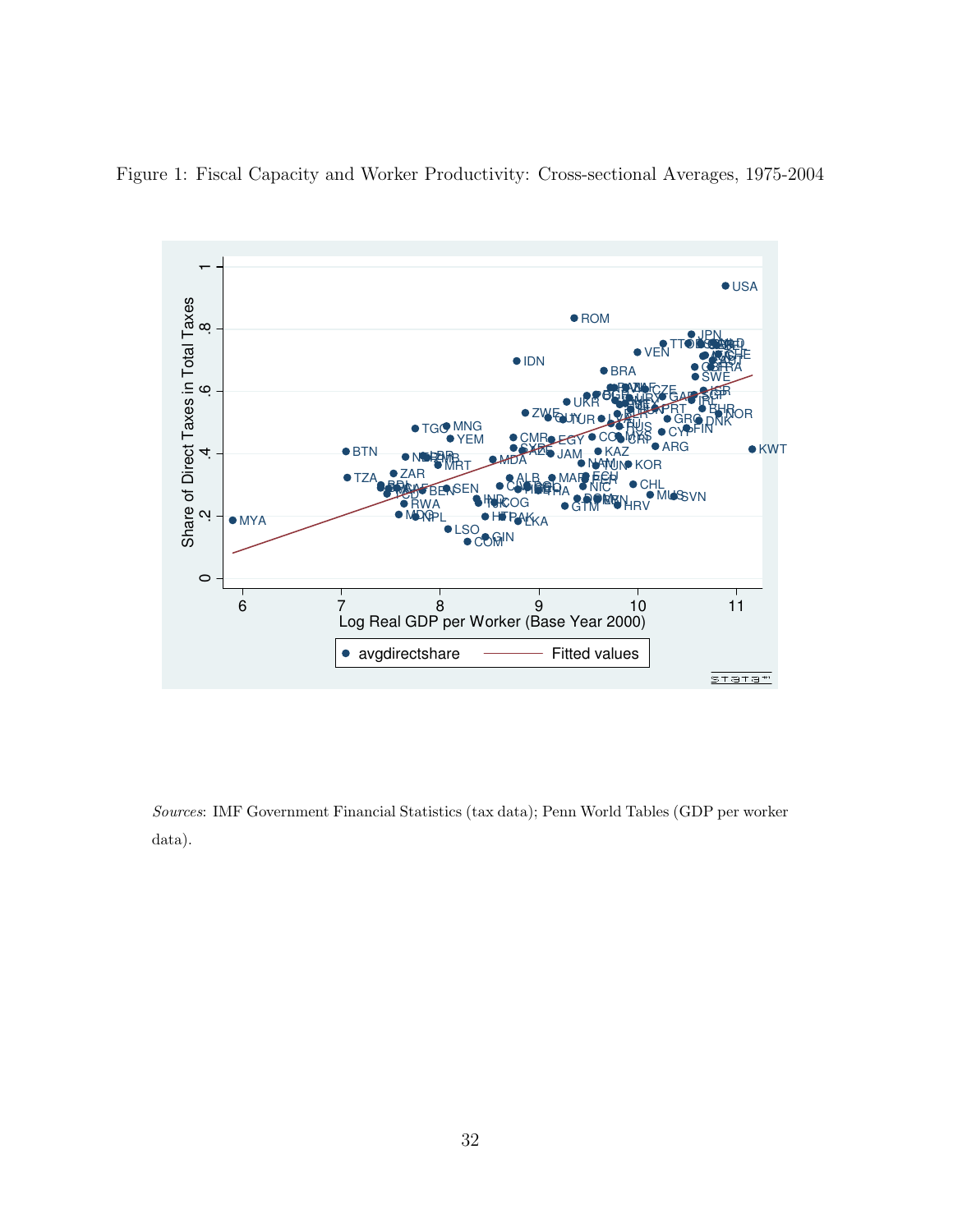Figure 1: Fiscal Capacity and Worker Productivity: Cross-sectional Averages, 1975-2004

*Sources*: IMF Government Financial Statistics (tax data); Penn World Tables (GDP per worker data).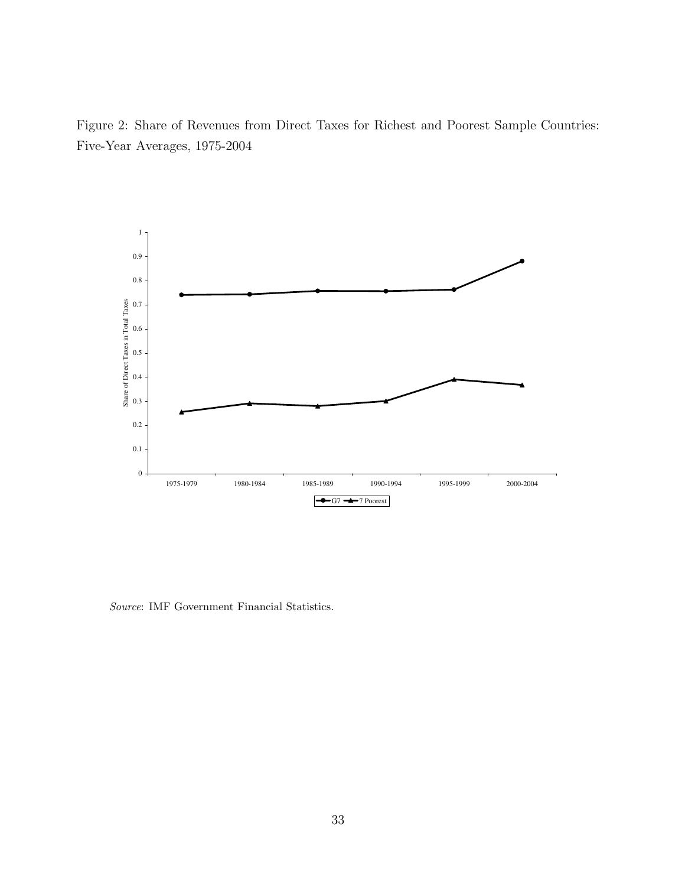Figure 2: Share of Revenues from Direct Taxes for Richest and Poorest Sample Countries: Five-Year Averages, 1975-2004

*Source*: IMF Government Financial Statistics.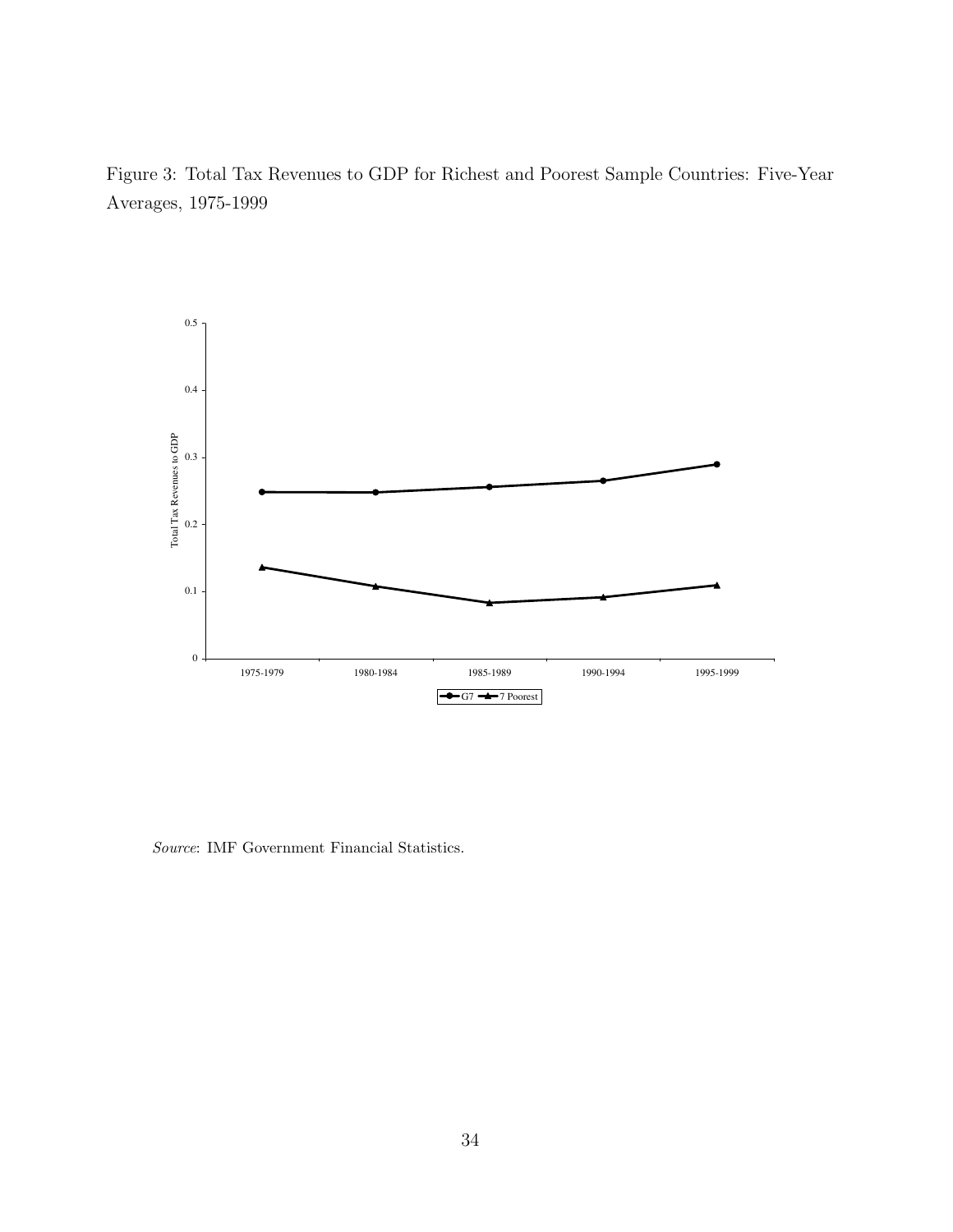Figure 3: Total Tax Revenues to GDP for Richest and Poorest Sample Countries: Five-Year Averages, 1975-1999

0.5
0.4
0.3
0.2
0.1
0

Total Tax Revenues to GDP

1975-1979
1980-1984
1985-1989
1990-1994
1995-1999

G7
7 Poorest

*Source*: IMF Government Financial Statistics.